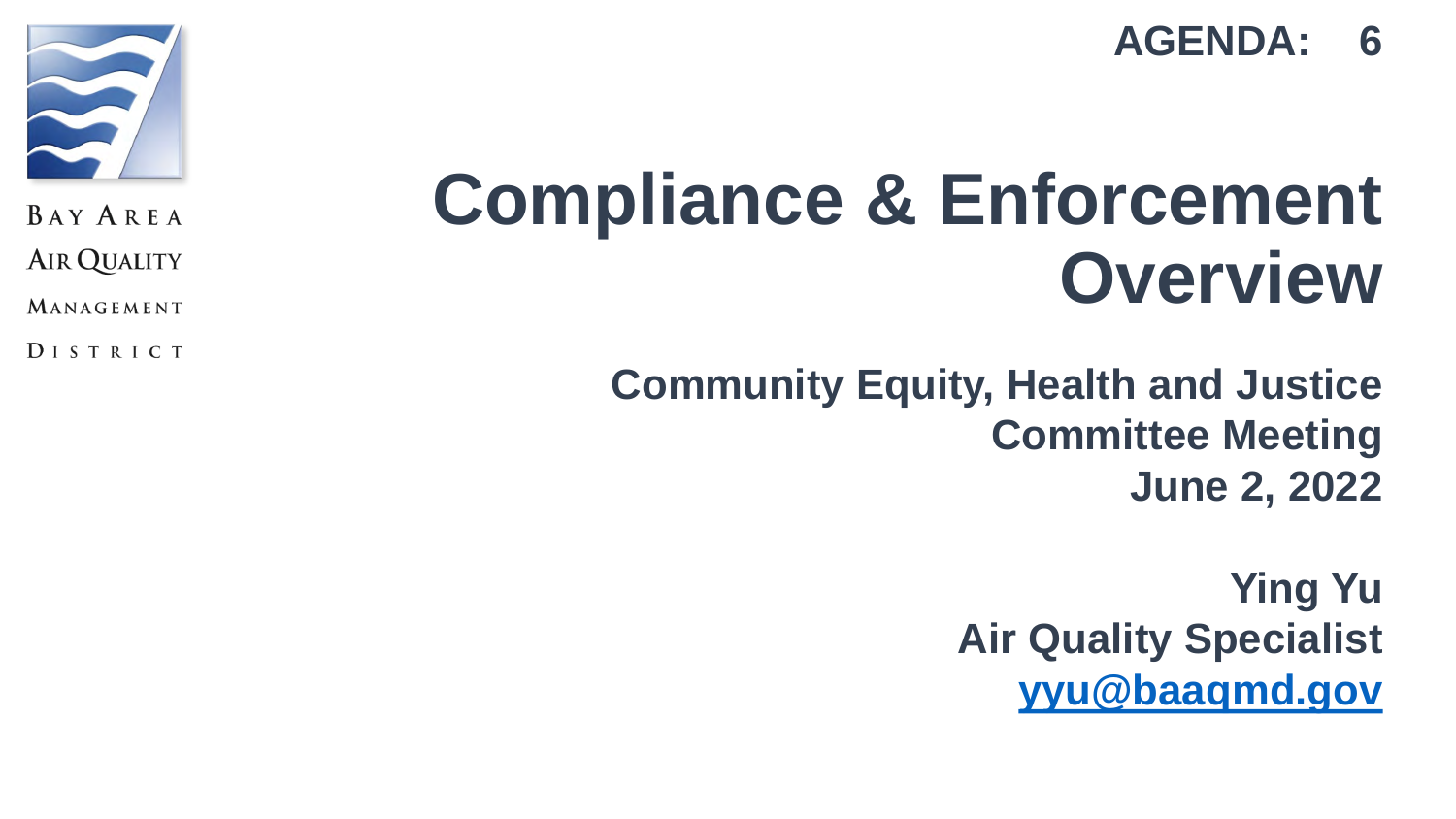Bay Area Air Quality Management District

**AGENDA: 6**

# Compliance & Enforcement Overview

**Community Equity, Health and Justice Committee Meeting**
**June 2, 2022**

**Ying Yu**
**Air Quality Specialist**
**yyu@baaqmd.gov**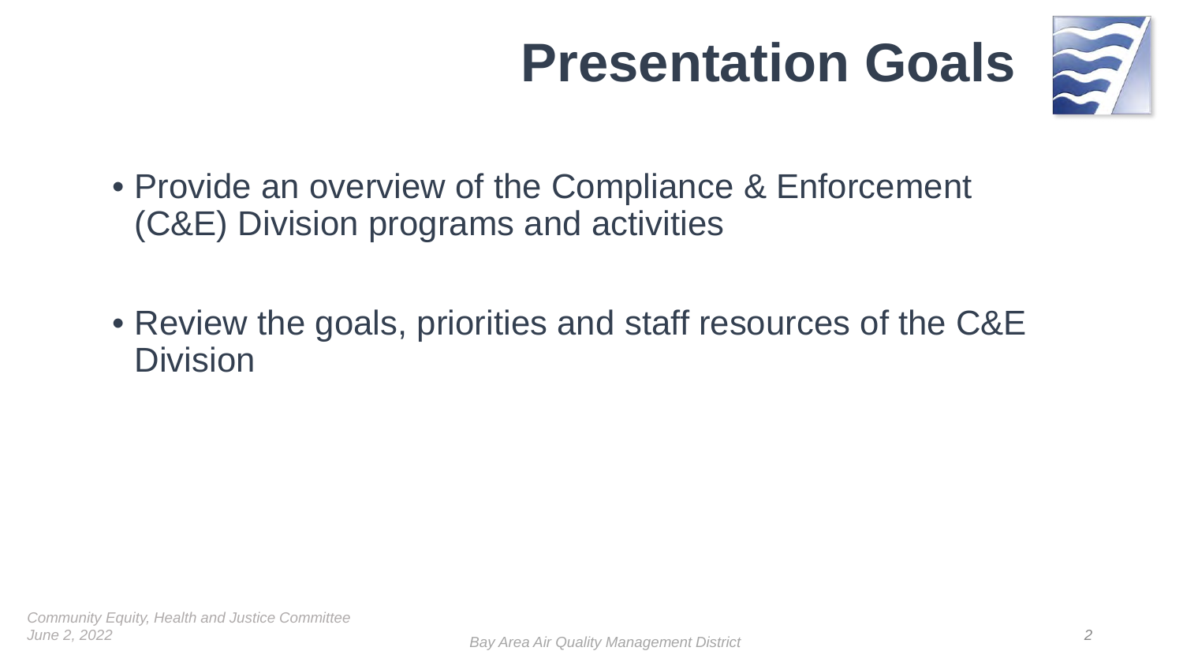# Presentation Goals

- Provide an overview of the Compliance & Enforcement (C&E) Division programs and activities
- Review the goals, priorities and staff resources of the C&E Division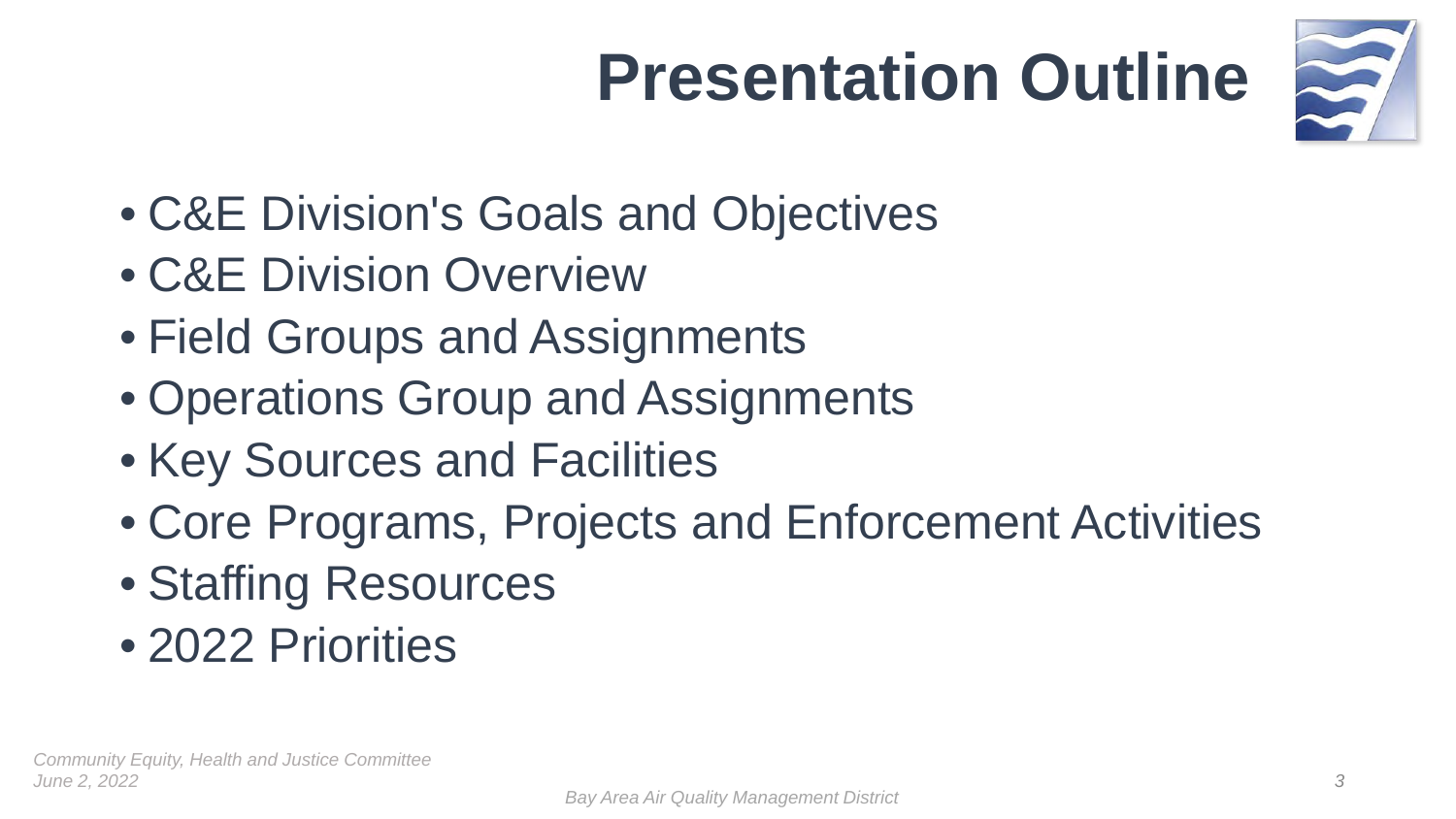# Presentation Outline

- C&E Division's Goals and Objectives
- C&E Division Overview
- Field Groups and Assignments
- Operations Group and Assignments
- Key Sources and Facilities
- Core Programs, Projects and Enforcement Activities
- Staffing Resources
- 2022 Priorities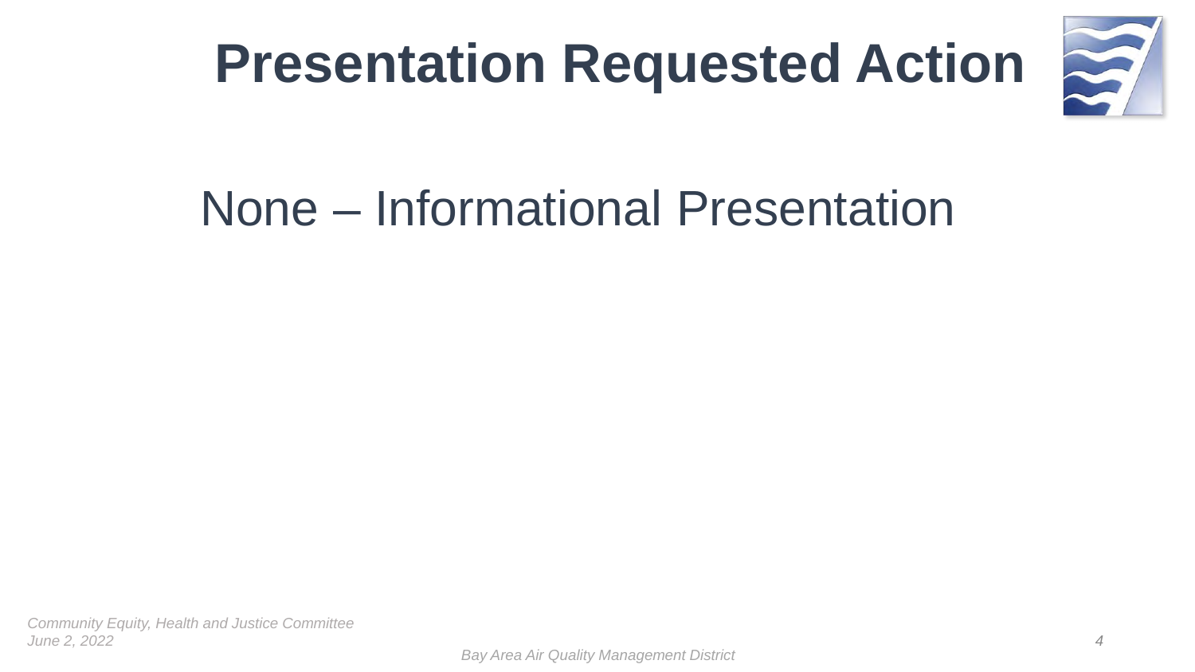# Presentation Requested Action

None – Informational Presentation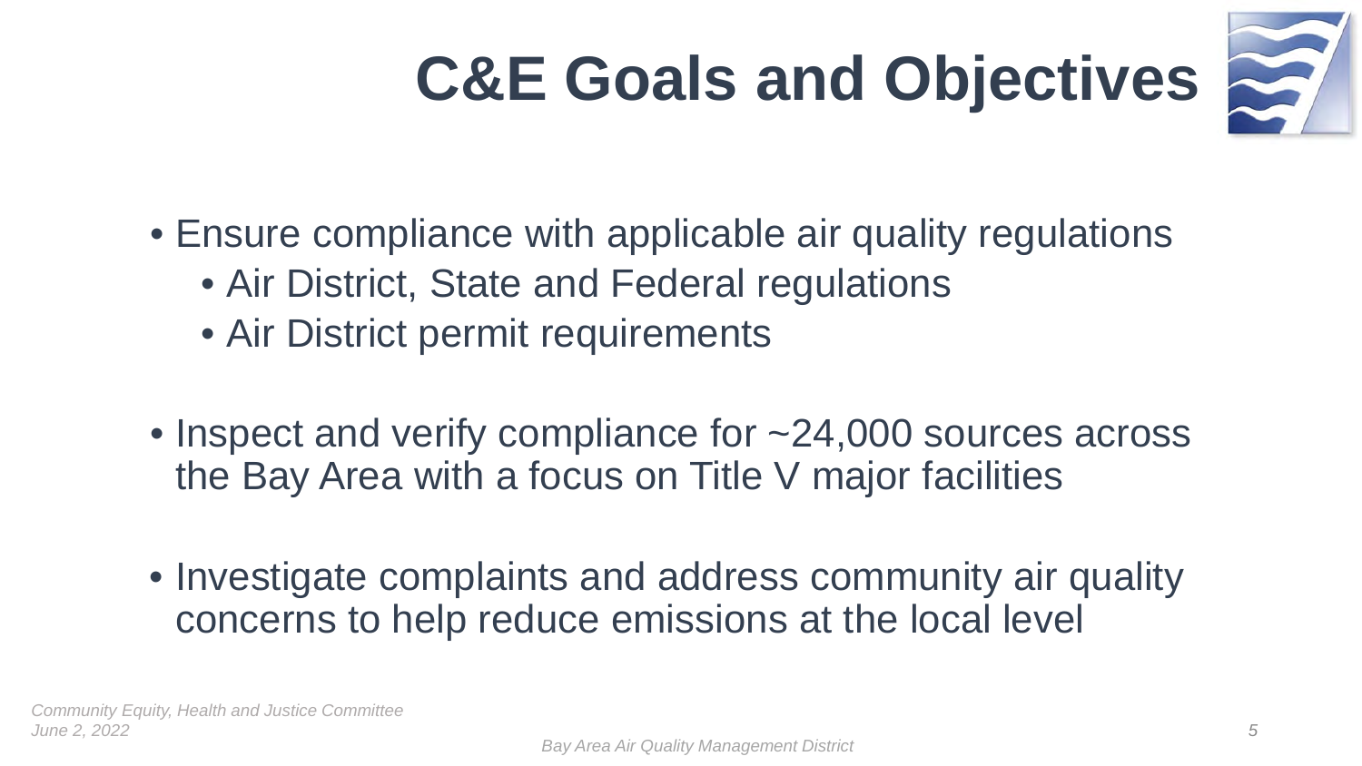# C&E Goals and Objectives

- Ensure compliance with applicable air quality regulations
  - Air District, State and Federal regulations
  - Air District permit requirements
- Inspect and verify compliance for ~24,000 sources across the Bay Area with a focus on Title V major facilities
- Investigate complaints and address community air quality concerns to help reduce emissions at the local level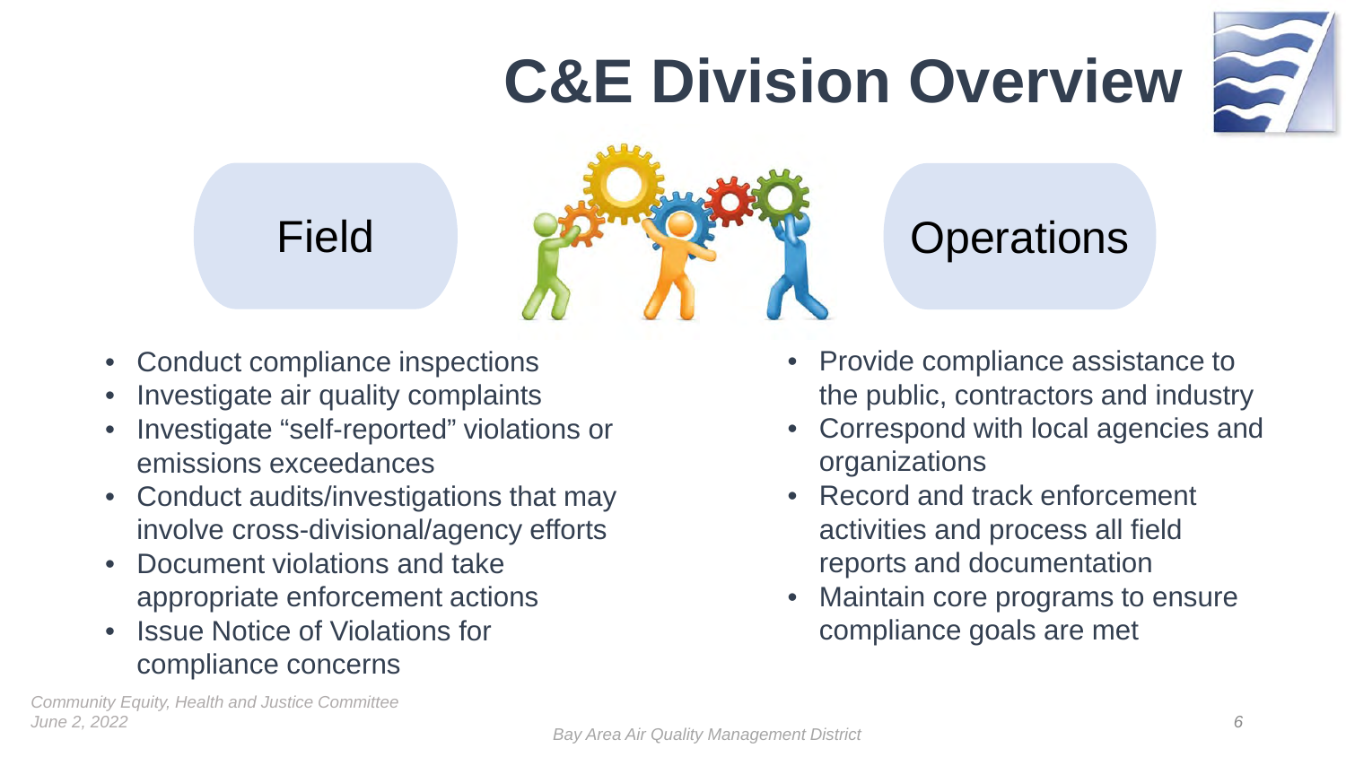# C&E Division Overview

## Field

- Conduct compliance inspections
- Investigate air quality complaints
- Investigate “self-reported” violations or emissions exceedances
- Conduct audits/investigations that may involve cross-divisional/agency efforts
- Document violations and take appropriate enforcement actions
- Issue Notice of Violations for compliance concerns

## Operations

- Provide compliance assistance to the public, contractors and industry
- Correspond with local agencies and organizations
- Record and track enforcement activities and process all field reports and documentation
- Maintain core programs to ensure compliance goals are met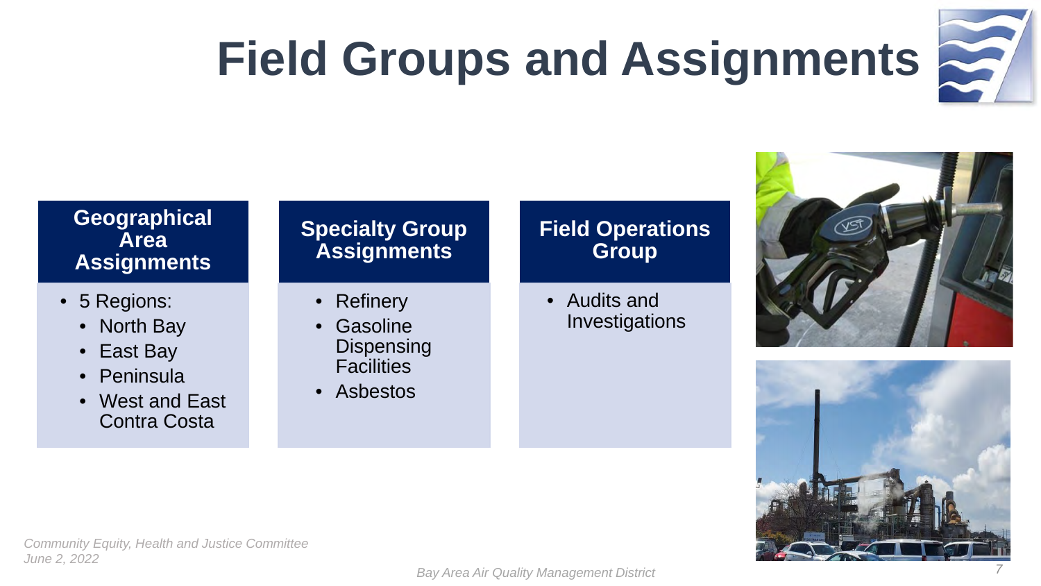# Field Groups and Assignments

## Geographical Area Assignments

- 5 Regions:
  - North Bay
  - East Bay
  - Peninsula
  - West and East Contra Costa

## Specialty Group Assignments

- Refinery
- Gasoline Dispensing Facilities
- Asbestos

## Field Operations Group

- Audits and Investigations

*Community Equity, Health and Justice Committee*
*June 2, 2022*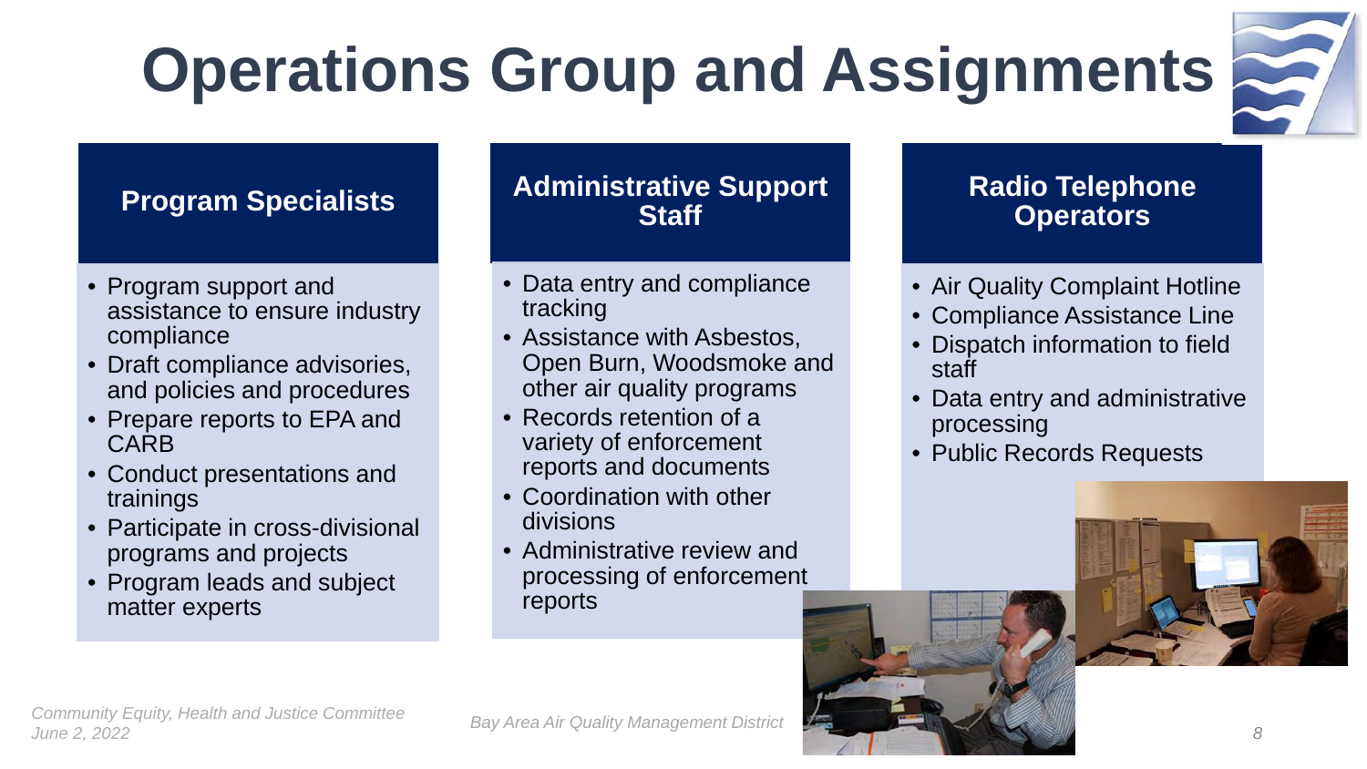# Operations Group and Assignments

## Program Specialists

- Program support and assistance to ensure industry compliance
- Draft compliance advisories, and policies and procedures
- Prepare reports to EPA and CARB
- Conduct presentations and trainings
- Participate in cross-divisional programs and projects
- Program leads and subject matter experts

## Administrative Support Staff

- Data entry and compliance tracking
- Assistance with Asbestos, Open Burn, Woodsmoke and other air quality programs
- Records retention of a variety of enforcement reports and documents
- Coordination with other divisions
- Administrative review and processing of enforcement reports

## Radio Telephone Operators

- Air Quality Complaint Hotline
- Compliance Assistance Line
- Dispatch information to field staff
- Data entry and administrative processing
- Public Records Requests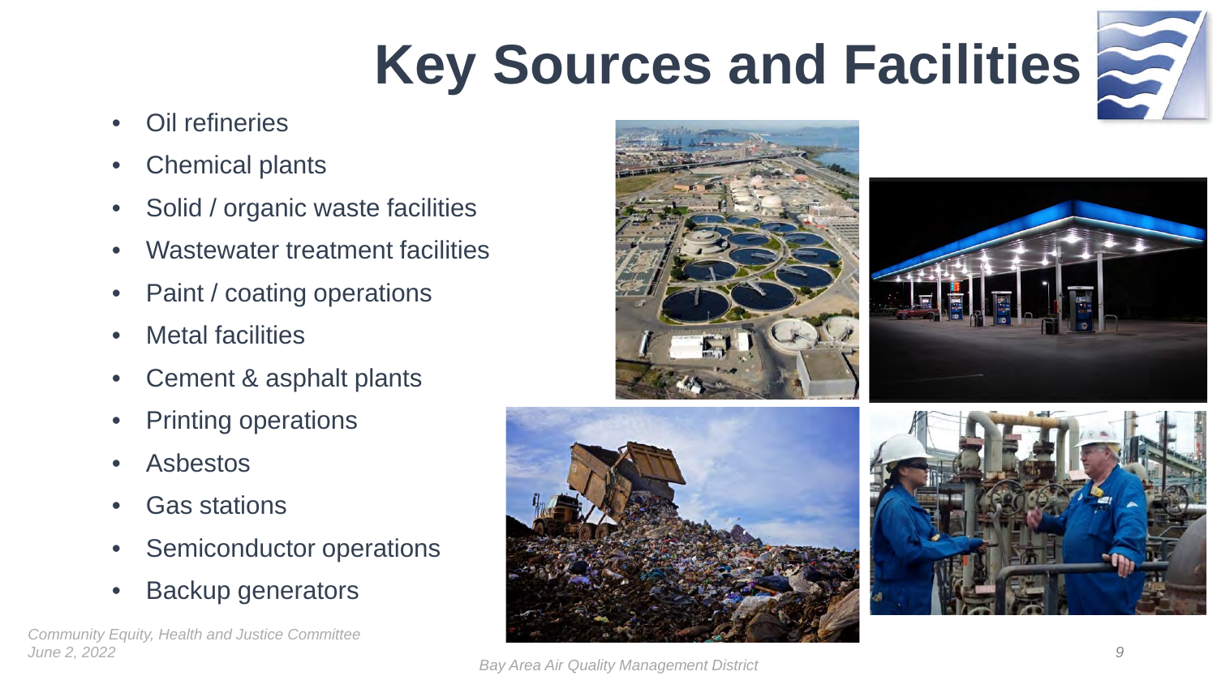# Key Sources and Facilities

- Oil refineries
- Chemical plants
- Solid / organic waste facilities
- Wastewater treatment facilities
- Paint / coating operations
- Metal facilities
- Cement & asphalt plants
- Printing operations
- Asbestos
- Gas stations
- Semiconductor operations
- Backup generators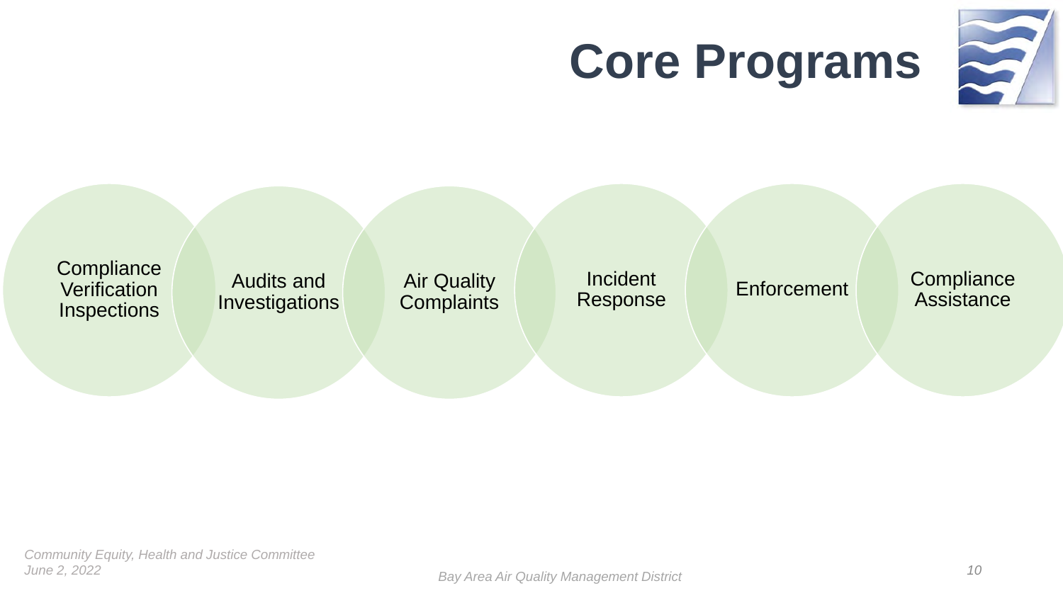# Core Programs

- Compliance Verification Inspections
- Audits and Investigations
- Air Quality Complaints
- Incident Response
- Enforcement
- Compliance Assistance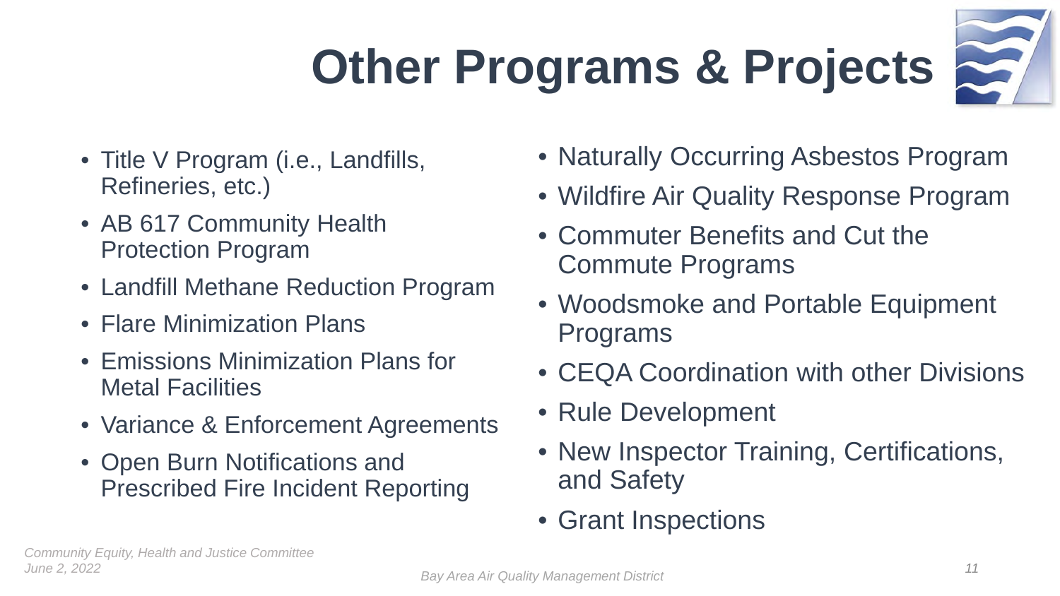# Other Programs & Projects

- Title V Program (i.e., Landfills, Refineries, etc.)
- AB 617 Community Health Protection Program
- Landfill Methane Reduction Program
- Flare Minimization Plans
- Emissions Minimization Plans for Metal Facilities
- Variance & Enforcement Agreements
- Open Burn Notifications and Prescribed Fire Incident Reporting
- Naturally Occurring Asbestos Program
- Wildfire Air Quality Response Program
- Commuter Benefits and Cut the Commute Programs
- Woodsmoke and Portable Equipment Programs
- CEQA Coordination with other Divisions
- Rule Development
- New Inspector Training, Certifications, and Safety
- Grant Inspections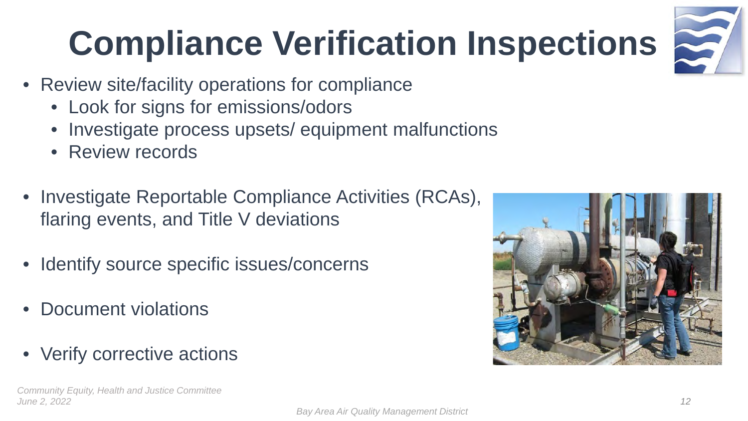# Compliance Verification Inspections

- Review site/facility operations for compliance
  - Look for signs for emissions/odors
  - Investigate process upsets/ equipment malfunctions
  - Review records
- Investigate Reportable Compliance Activities (RCAs), flaring events, and Title V deviations
- Identify source specific issues/concerns
- Document violations
- Verify corrective actions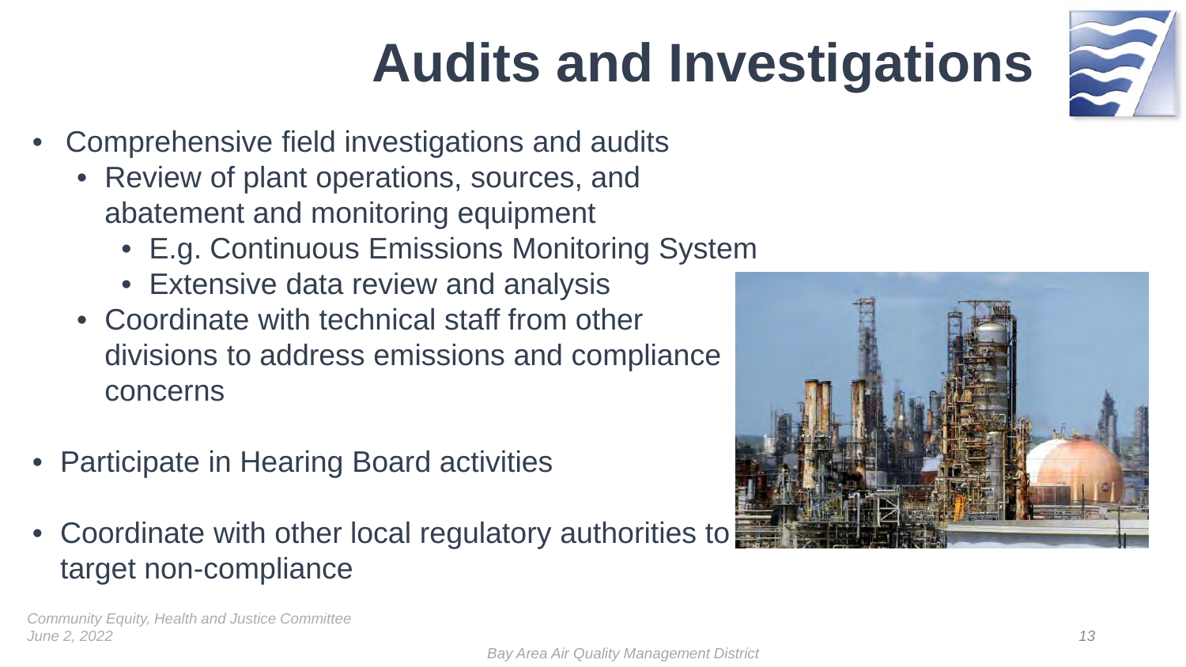# Audits and Investigations

- Comprehensive field investigations and audits
  - Review of plant operations, sources, and abatement and monitoring equipment
    - E.g. Continuous Emissions Monitoring System
    - Extensive data review and analysis
  - Coordinate with technical staff from other divisions to address emissions and compliance concerns
- Participate in Hearing Board activities
- Coordinate with other local regulatory authorities to target non-compliance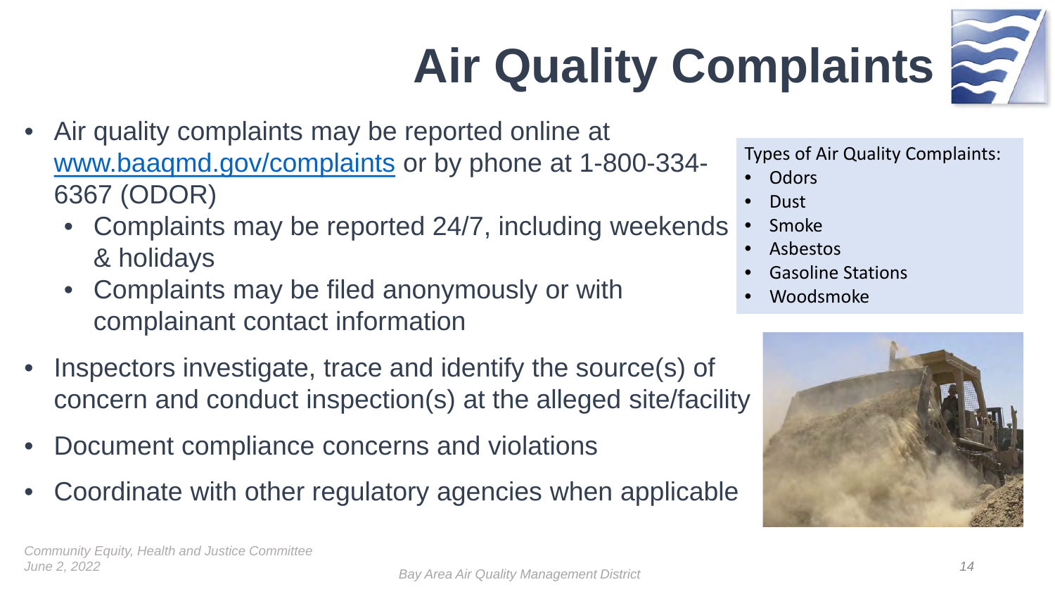# Air Quality Complaints

- Air quality complaints may be reported online at [www.baaqmd.gov/complaints](http://www.baaqmd.gov/complaints) or by phone at 1-800-334-6367 (ODOR)
  - Complaints may be reported 24/7, including weekends & holidays
  - Complaints may be filed anonymously or with complainant contact information
- Inspectors investigate, trace and identify the source(s) of concern and conduct inspection(s) at the alleged site/facility
- Document compliance concerns and violations
- Coordinate with other regulatory agencies when applicable

Types of Air Quality Complaints:

- Odors
- Dust
- Smoke
- Asbestos
- Gasoline Stations
- Woodsmoke

*Community Equity, Health and Justice Committee*
*June 2, 2022*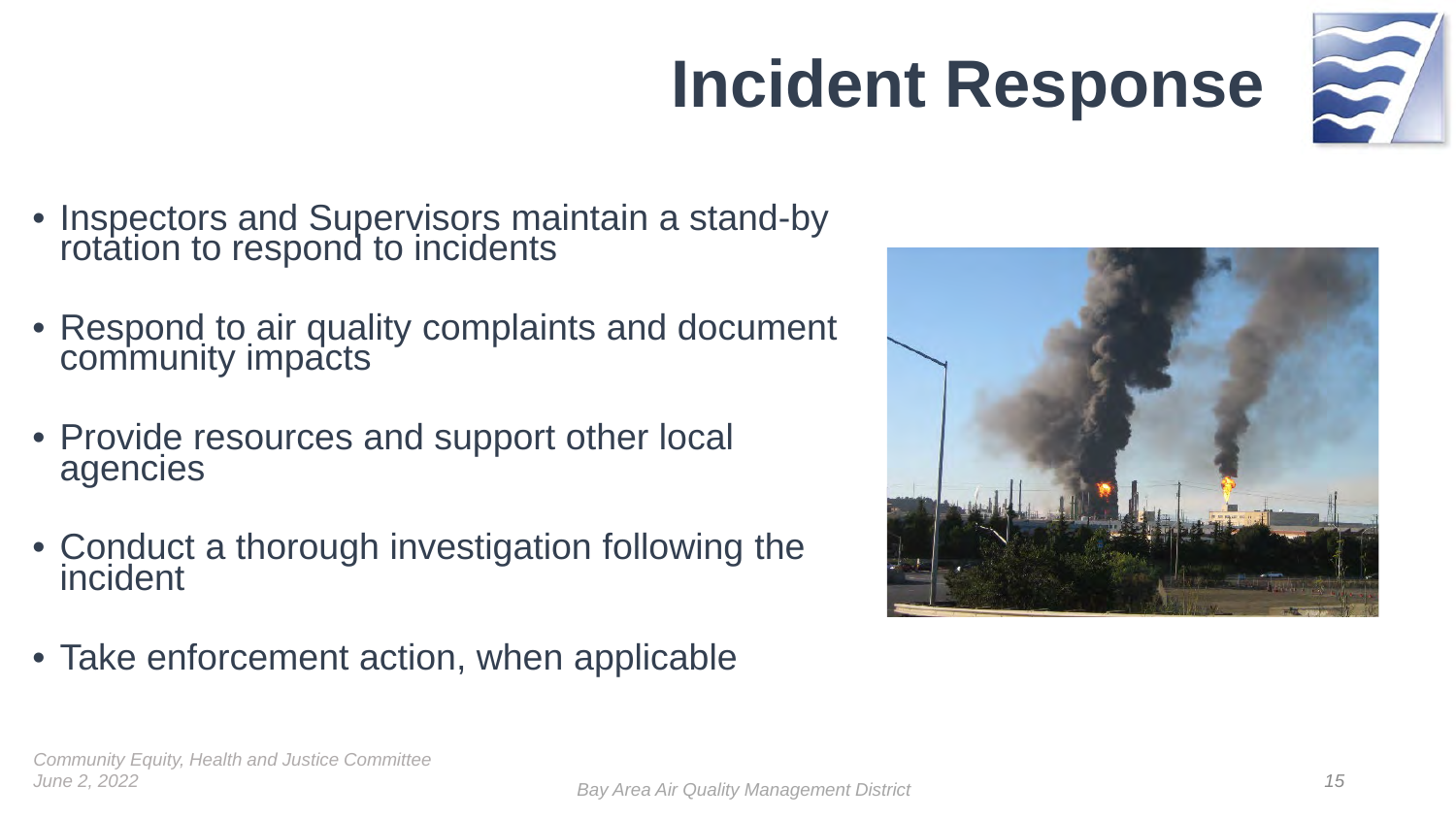# Incident Response

- Inspectors and Supervisors maintain a stand-by rotation to respond to incidents
- Respond to air quality complaints and document community impacts
- Provide resources and support other local agencies
- Conduct a thorough investigation following the incident
- Take enforcement action, when applicable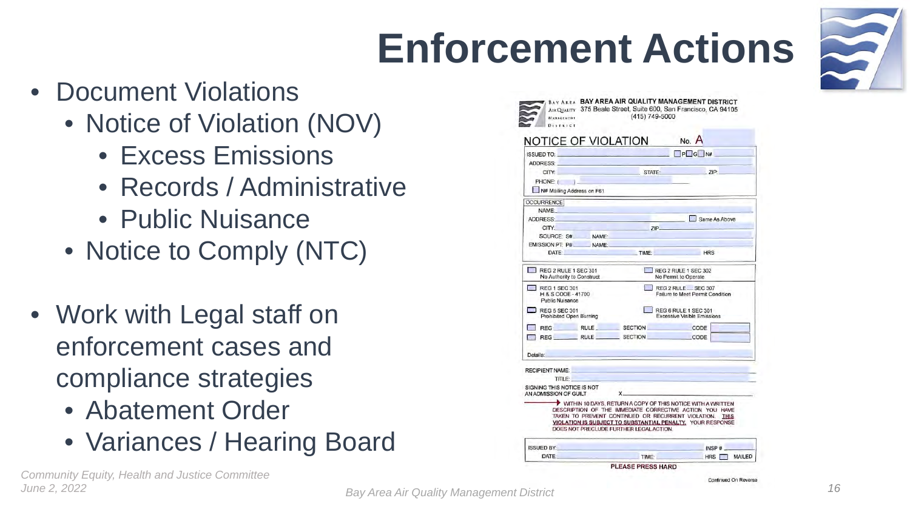# Enforcement Actions

- Document Violations
  - Notice of Violation (NOV)
    - Excess Emissions
    - Records / Administrative
    - Public Nuisance
  - Notice to Comply (NTC)

- Work with Legal staff on enforcement cases and compliance strategies
  - Abatement Order
  - Variances / Hearing Board

BAY AREA AIR QUALITY MANAGEMENT DISTRICT
375 Beale Street, Suite 600, San Francisco, CA 94105
(415) 749-5000

NOTICE OF VIOLATION No. A

ISSUED TO: ☐ P ☐ G ☐ N#
ADDRESS:
CITY: STATE: ZIP:
PHONE: ( )
☐ N# Mailing Address on F61

OCCURRENCE
NAME:
ADDRESS: ☐ Same As Above
CITY: ZIP:
SOURCE: S# NAME:
EMISSION PT: P# NAME:
DATE: TIME: HRS

☐ REG 2 RULE 1 SEC 301 No Authority to Construct
☐ REG 2 RULE 1 SEC 302 No Permit to Operate
☐ REG 1 SEC 301 H & S CODE - 41700 Public Nuisance
☐ REG 2 RULE SEC 307 Failure to Meet Permit Condition
☐ REG 5 SEC 301 Prohibited Open Burning
☐ REG 6 RULE 1 SEC 301 Excessive Visible Emissions
☐ REG RULE SECTION CODE
☐ REG RULE SECTION CODE

Details:

RECIPIENT NAME:
TITLE:
SIGNING THIS NOTICE IS NOT AN ADMISSION OF GUILT X

WITHIN 10 DAYS, RETURN A COPY OF THIS NOTICE WITH A WRITTEN DESCRIPTION OF THE IMMEDIATE CORRECTIVE ACTION YOU HAVE TAKEN TO PREVENT CONTINUED OR RECURRENT VIOLATION. THIS VIOLATION IS SUBJECT TO SUBSTANTIAL PENALTY. YOUR RESPONSE DOES NOT PRECLUDE FURTHER LEGAL ACTION.

ISSUED BY: INSP #
DATE: TIME: HRS ☐ MAILED

PLEASE PRESS HARD

Continued On Reverse

*Community Equity, Health and Justice Committee*
*June 2, 2022*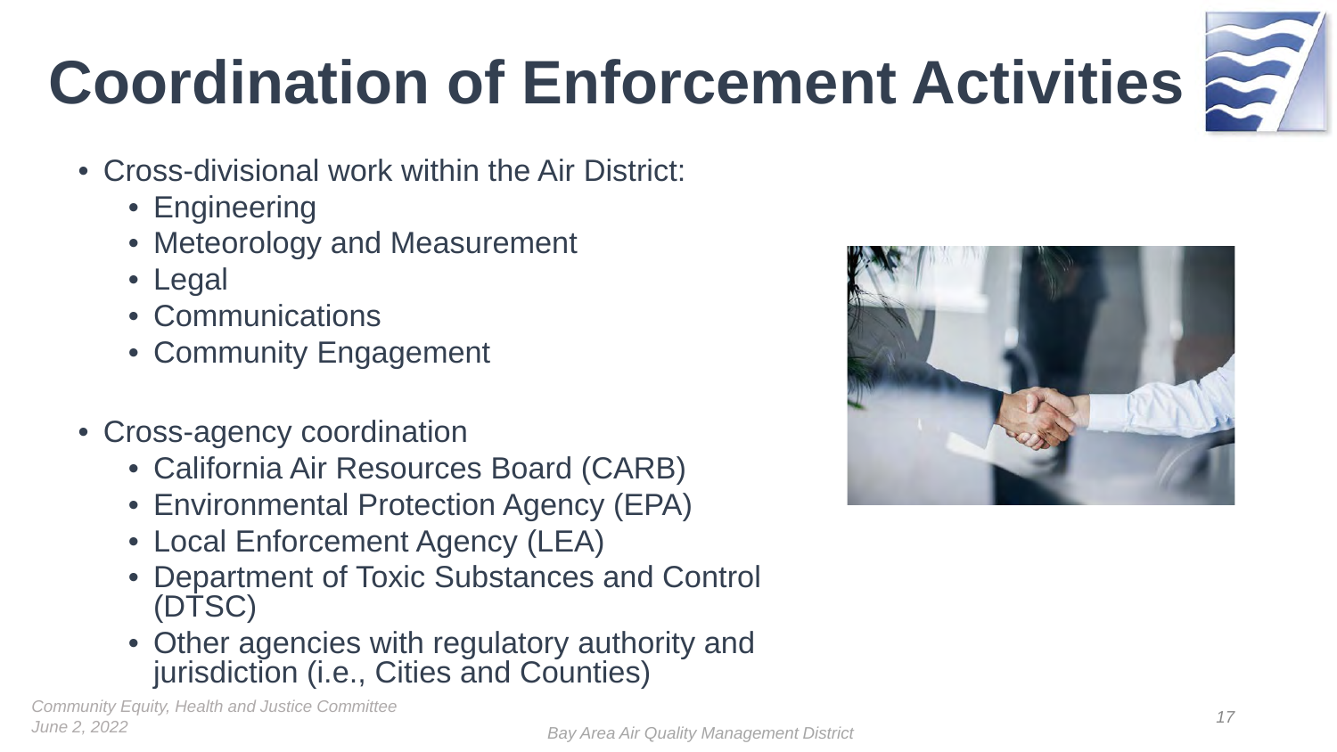# Coordination of Enforcement Activities

- Cross-divisional work within the Air District:
  - Engineering
  - Meteorology and Measurement
  - Legal
  - Communications
  - Community Engagement

- Cross-agency coordination
  - California Air Resources Board (CARB)
  - Environmental Protection Agency (EPA)
  - Local Enforcement Agency (LEA)
  - Department of Toxic Substances and Control (DTSC)
  - Other agencies with regulatory authority and jurisdiction (i.e., Cities and Counties)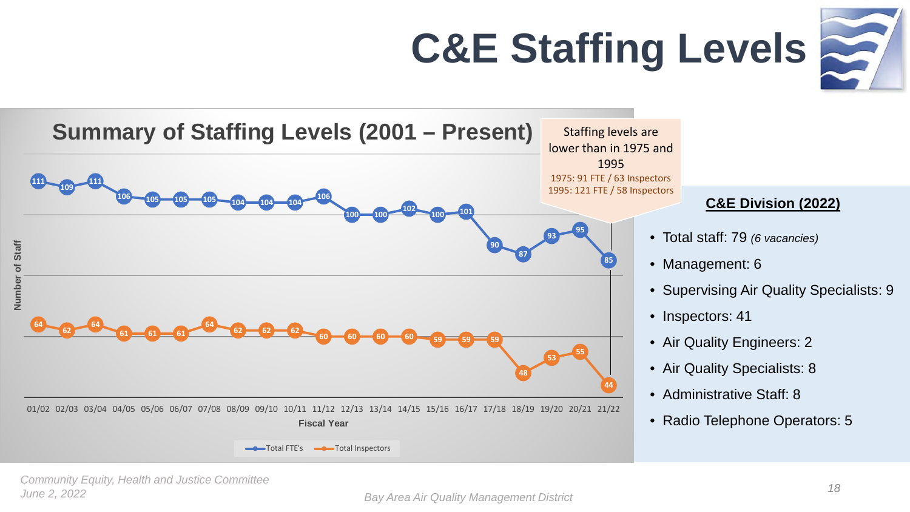# C&E Staffing Levels

## Summary of Staffing Levels (2001 – Present)

Staffing levels are lower than in 1975 and 1995
1975: 91 FTE / 63 Inspectors
1995: 121 FTE / 58 Inspectors

| Fiscal Year | Total FTE's | Total Inspectors |
|---|---|---|
| 01/02 | 111 | 64 |
| 02/03 | 109 | 62 |
| 03/04 | 111 | 64 |
| 04/05 | 106 | 61 |
| 05/06 | 105 | 61 |
| 06/07 | 105 | 61 |
| 07/08 | 105 | 64 |
| 08/09 | 104 | 62 |
| 09/10 | 104 | 62 |
| 10/11 | 104 | 62 |
| 11/12 | 106 | 60 |
| 12/13 | 100 | 60 |
| 13/14 | 100 | 60 |
| 14/15 | 102 | 60 |
| 15/16 | 100 | 59 |
| 16/17 | 101 | 59 |
| 17/18 | 90 | 59 |
| 18/19 | 87 | 48 |
| 19/20 | 93 | 53 |
| 20/21 | 95 | 55 |
| 21/22 | 85 | 44 |

### C&E Division (2022)

- Total staff: 79 *(6 vacancies)*
- Management: 6
- Supervising Air Quality Specialists: 9
- Inspectors: 41
- Air Quality Engineers: 2
- Air Quality Specialists: 8
- Administrative Staff: 8
- Radio Telephone Operators: 5

*Community Equity, Health and Justice Committee*
*June 2, 2022*

*Bay Area Air Quality Management District*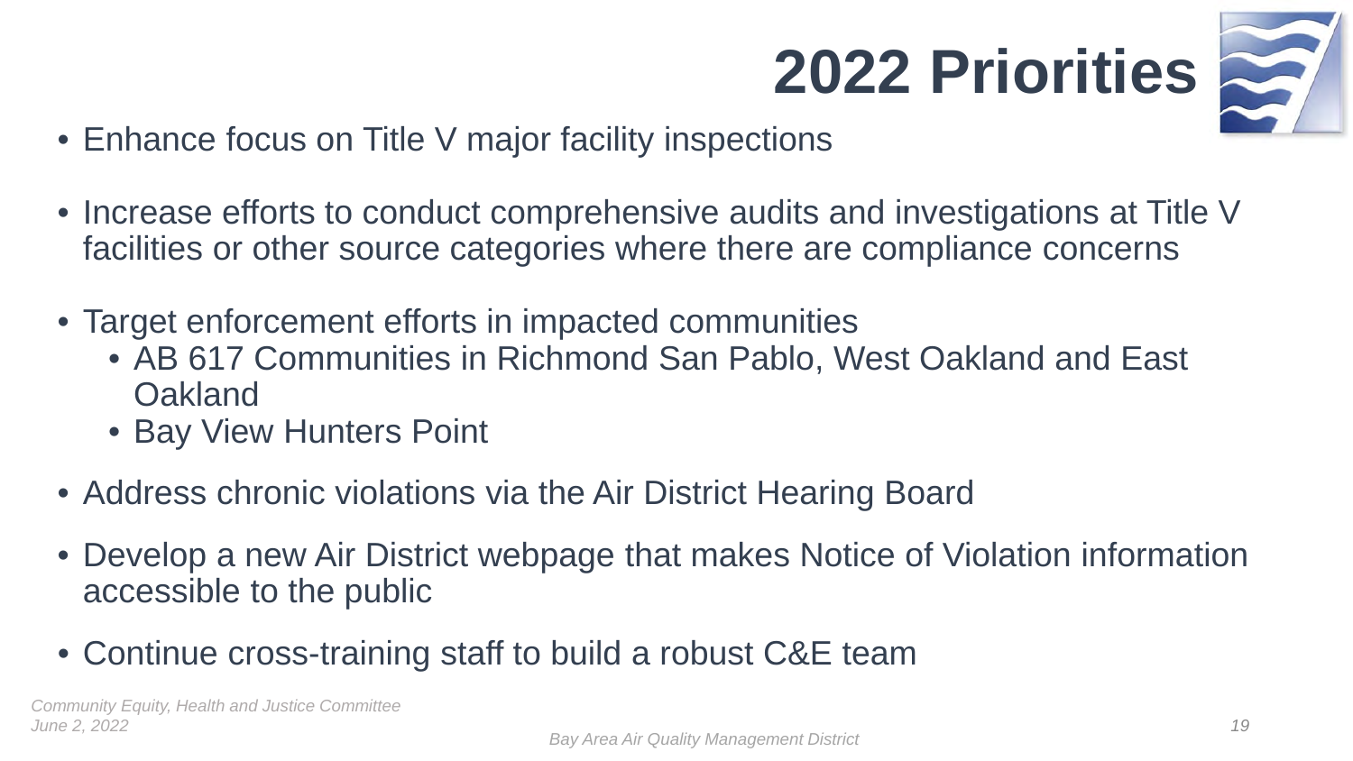# 2022 Priorities

- Enhance focus on Title V major facility inspections
- Increase efforts to conduct comprehensive audits and investigations at Title V facilities or other source categories where there are compliance concerns
- Target enforcement efforts in impacted communities
  - AB 617 Communities in Richmond San Pablo, West Oakland and East Oakland
  - Bay View Hunters Point
- Address chronic violations via the Air District Hearing Board
- Develop a new Air District webpage that makes Notice of Violation information accessible to the public
- Continue cross-training staff to build a robust C&E team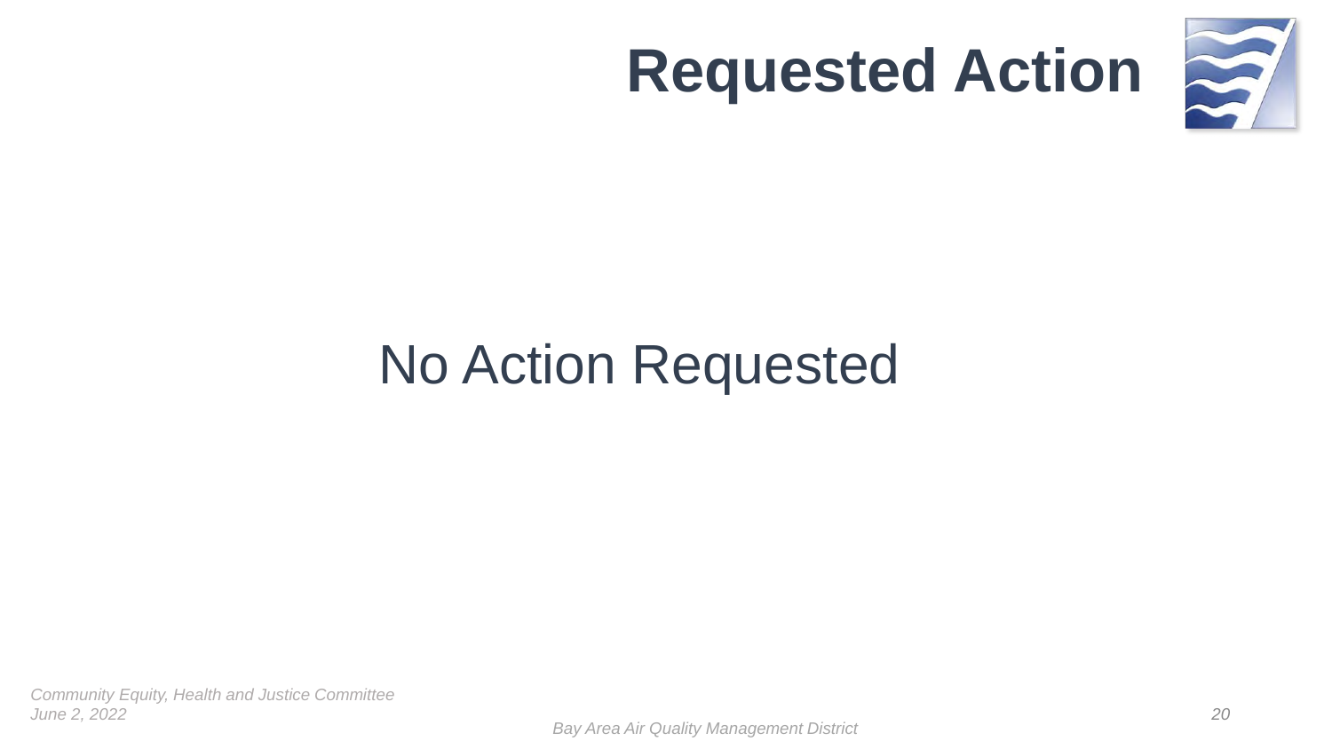# Requested Action

No Action Requested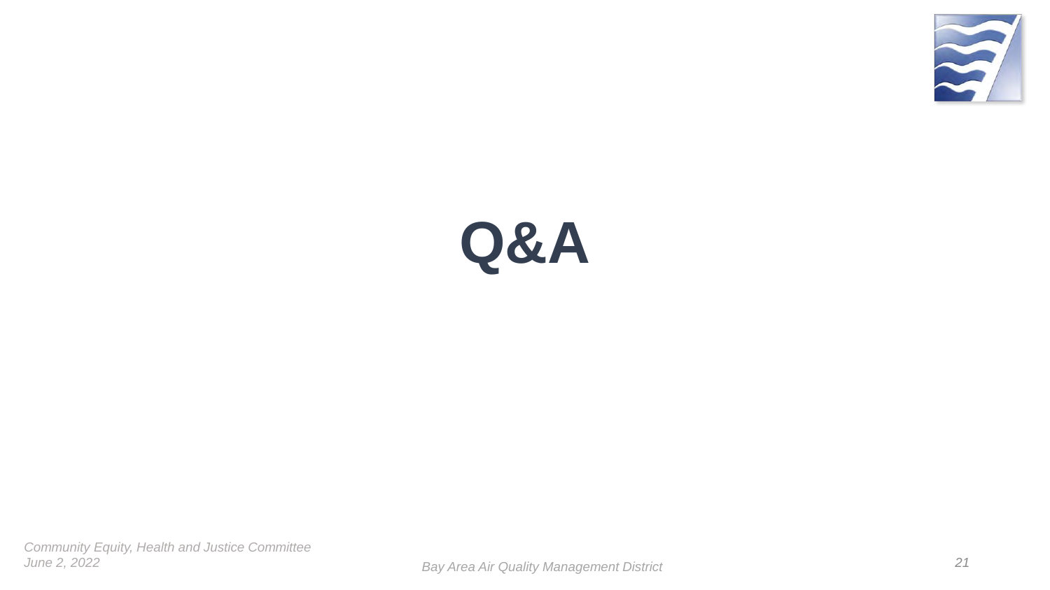# Q&A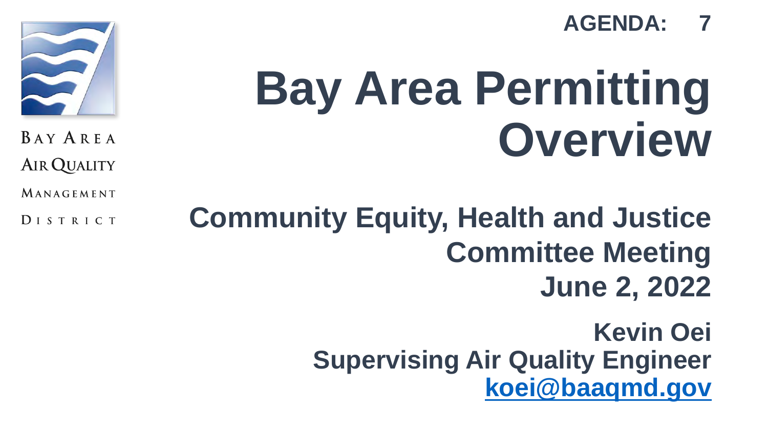AGENDA: 7

BAY AREA AIR QUALITY MANAGEMENT DISTRICT

# Bay Area Permitting Overview

**Community Equity, Health and Justice Committee Meeting**
**June 2, 2022**

**Kevin Oei**
**Supervising Air Quality Engineer**
**koei@baaqmd.gov**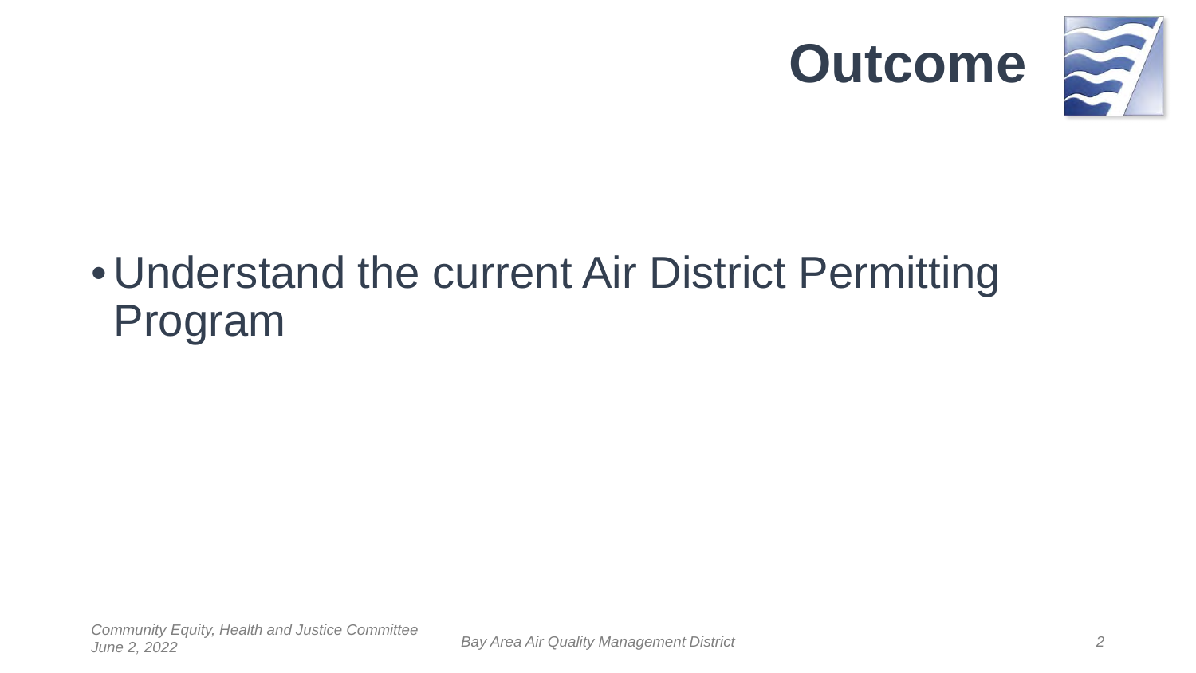# Outcome

- Understand the current Air District Permitting Program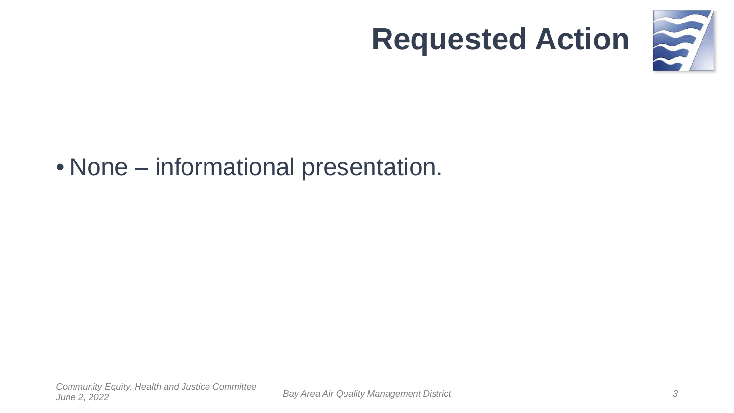# Requested Action

- None – informational presentation.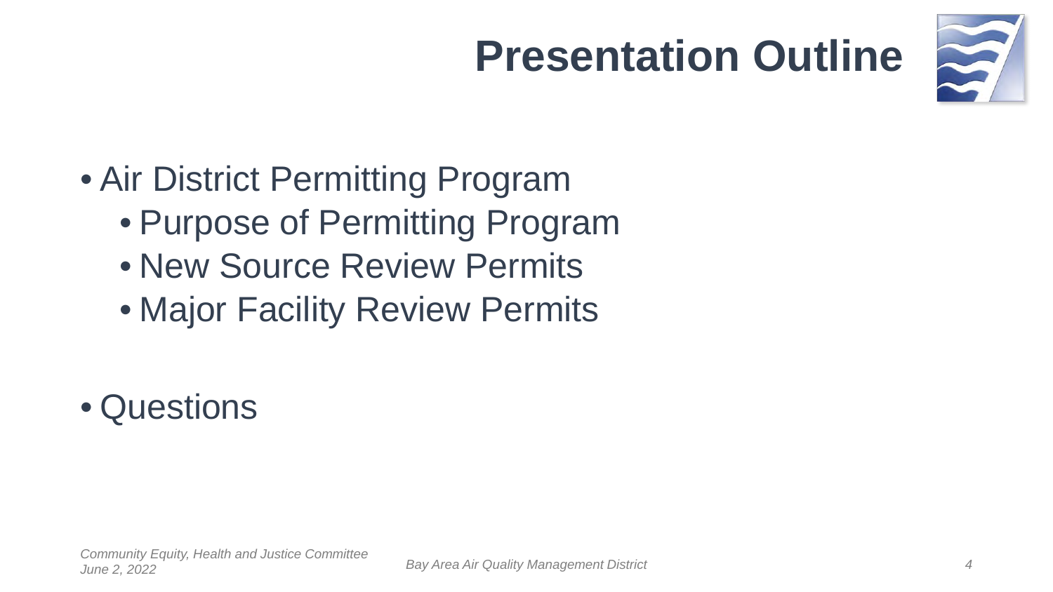# Presentation Outline

- Air District Permitting Program
  - Purpose of Permitting Program
  - New Source Review Permits
  - Major Facility Review Permits

- Questions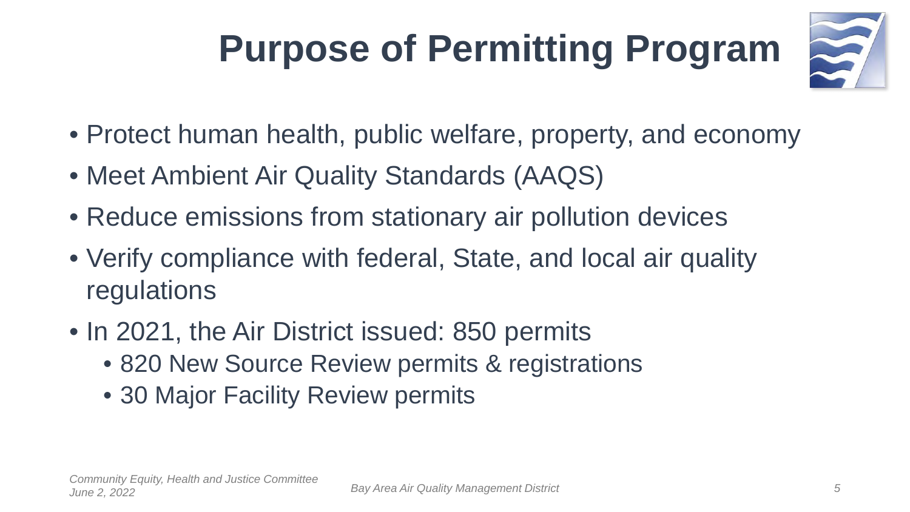# Purpose of Permitting Program

- Protect human health, public welfare, property, and economy
- Meet Ambient Air Quality Standards (AAQS)
- Reduce emissions from stationary air pollution devices
- Verify compliance with federal, State, and local air quality regulations
- In 2021, the Air District issued: 850 permits
  - 820 New Source Review permits & registrations
  - 30 Major Facility Review permits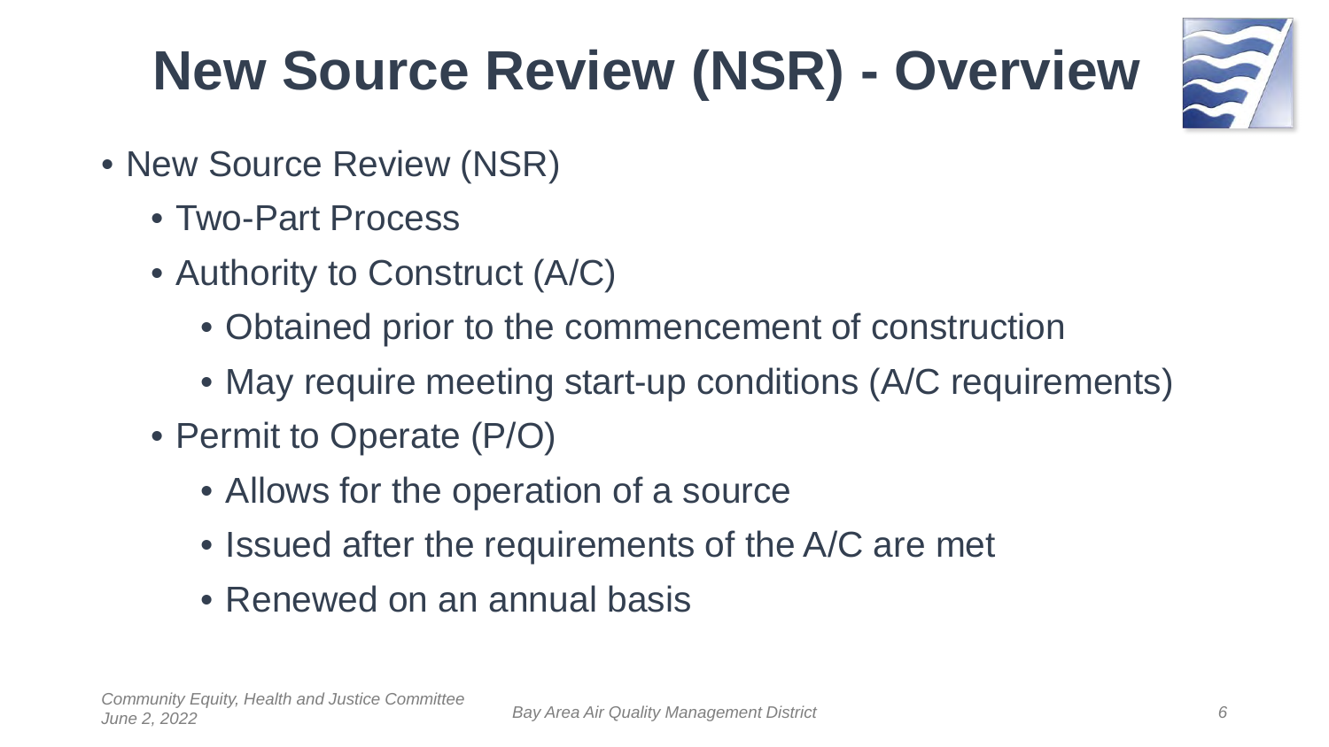# New Source Review (NSR) - Overview

- New Source Review (NSR)
  - Two-Part Process
  - Authority to Construct (A/C)
    - Obtained prior to the commencement of construction
    - May require meeting start-up conditions (A/C requirements)
  - Permit to Operate (P/O)
    - Allows for the operation of a source
    - Issued after the requirements of the A/C are met
    - Renewed on an annual basis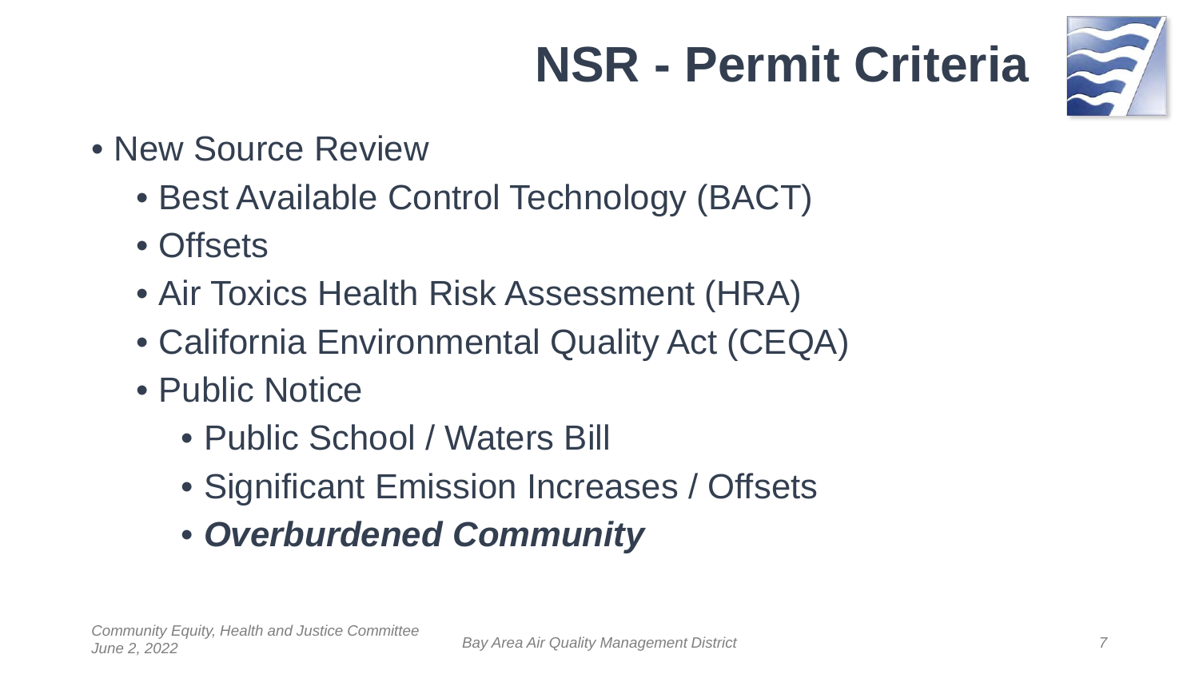# NSR - Permit Criteria

- New Source Review
  - Best Available Control Technology (BACT)
  - Offsets
  - Air Toxics Health Risk Assessment (HRA)
  - California Environmental Quality Act (CEQA)
  - Public Notice
    - Public School / Waters Bill
    - Significant Emission Increases / Offsets
    - ***Overburdened Community***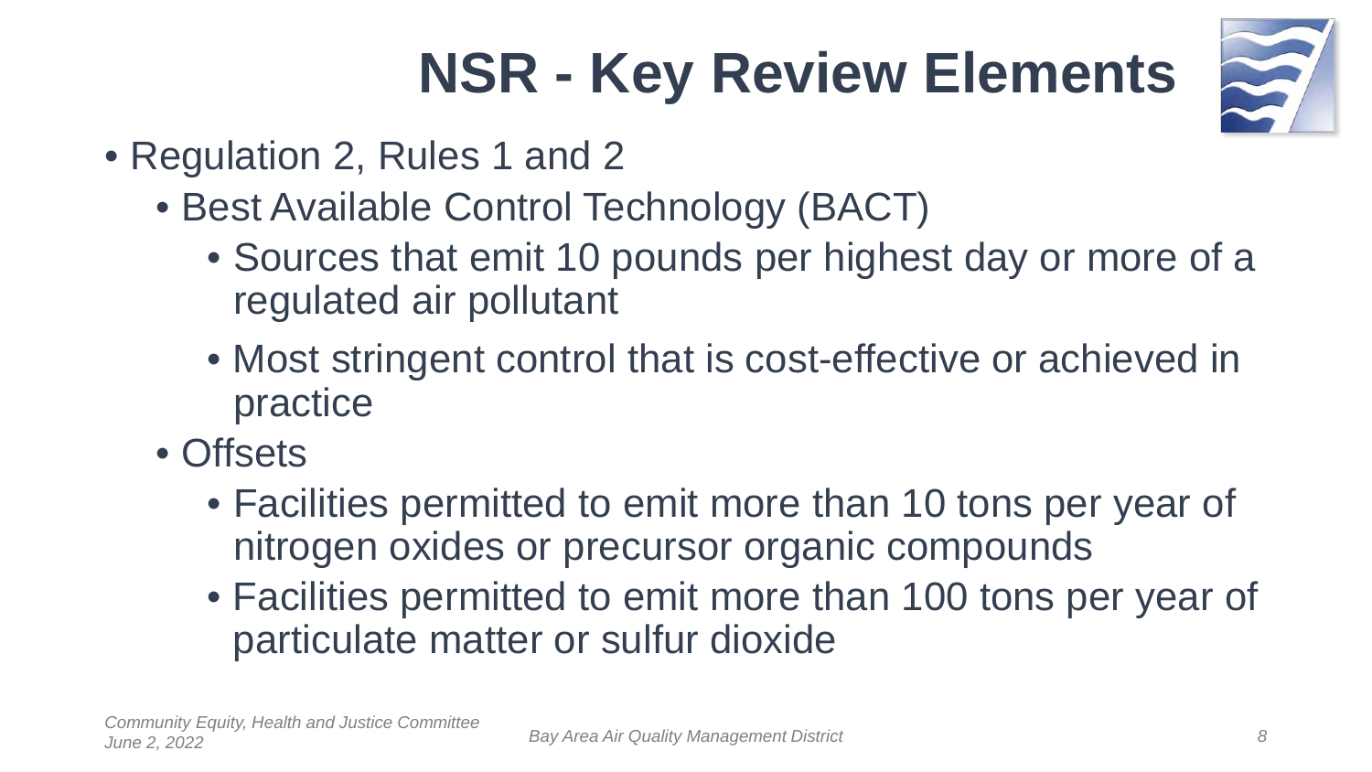# NSR - Key Review Elements

- Regulation 2, Rules 1 and 2
  - Best Available Control Technology (BACT)
    - Sources that emit 10 pounds per highest day or more of a regulated air pollutant
    - Most stringent control that is cost-effective or achieved in practice
  - Offsets
    - Facilities permitted to emit more than 10 tons per year of nitrogen oxides or precursor organic compounds
    - Facilities permitted to emit more than 100 tons per year of particulate matter or sulfur dioxide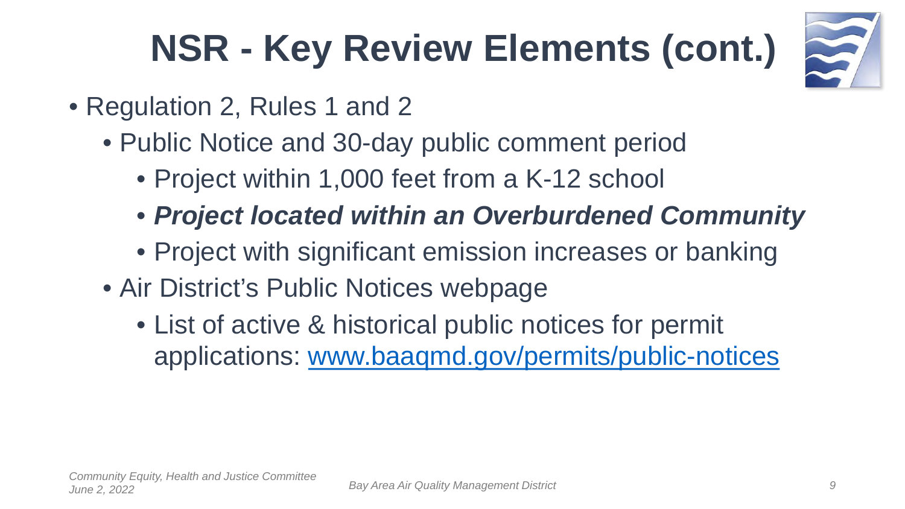# NSR - Key Review Elements (cont.)

- Regulation 2, Rules 1 and 2
  - Public Notice and 30-day public comment period
    - Project within 1,000 feet from a K-12 school
    - ***Project located within an Overburdened Community***
    - Project with significant emission increases or banking
  - Air District's Public Notices webpage
    - List of active & historical public notices for permit applications: [www.baaqmd.gov/permits/public-notices](http://www.baaqmd.gov/permits/public-notices)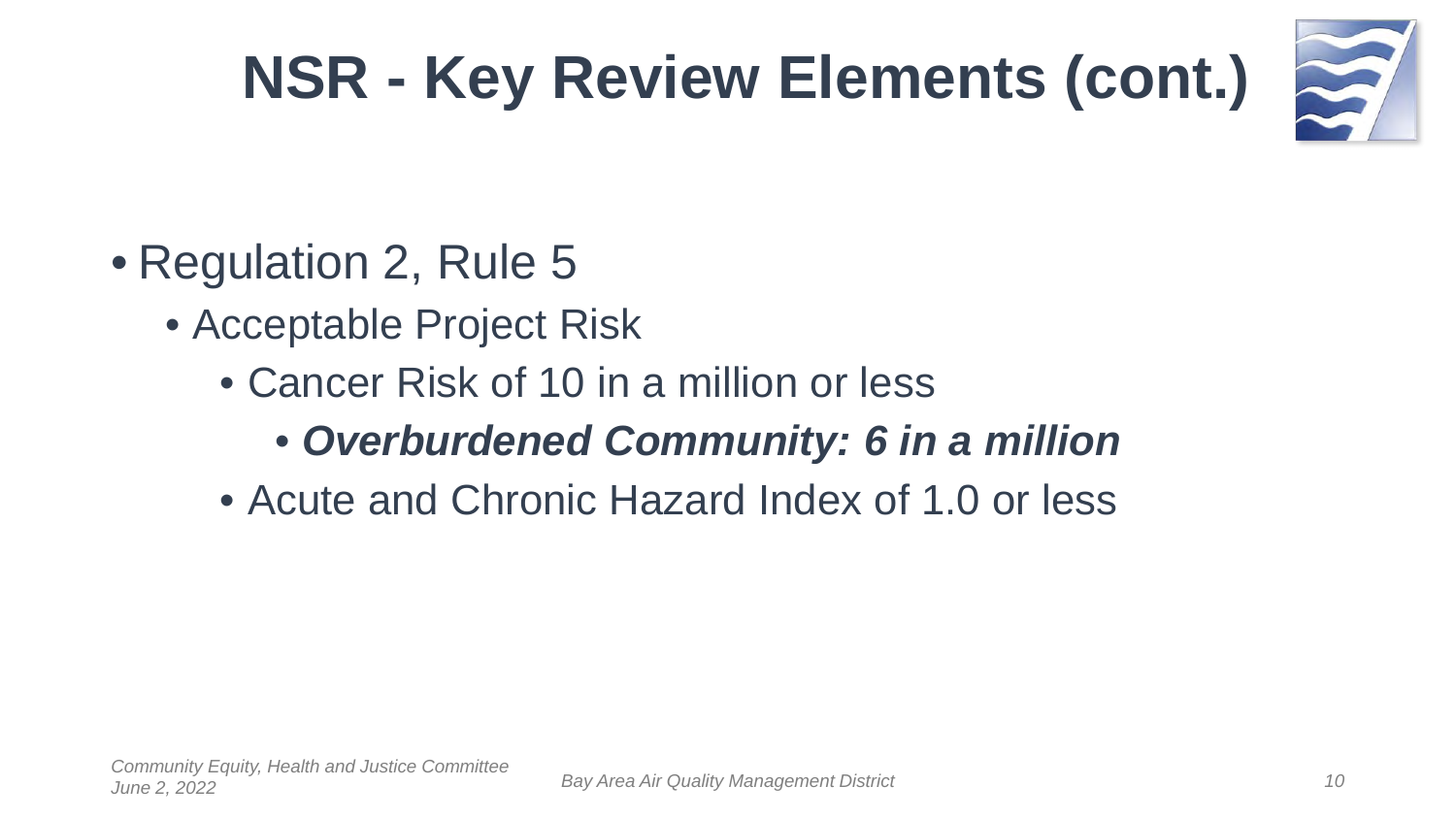# NSR - Key Review Elements (cont.)

- Regulation 2, Rule 5
  - Acceptable Project Risk
    - Cancer Risk of 10 in a million or less
      - ***Overburdened Community: 6 in a million***
    - Acute and Chronic Hazard Index of 1.0 or less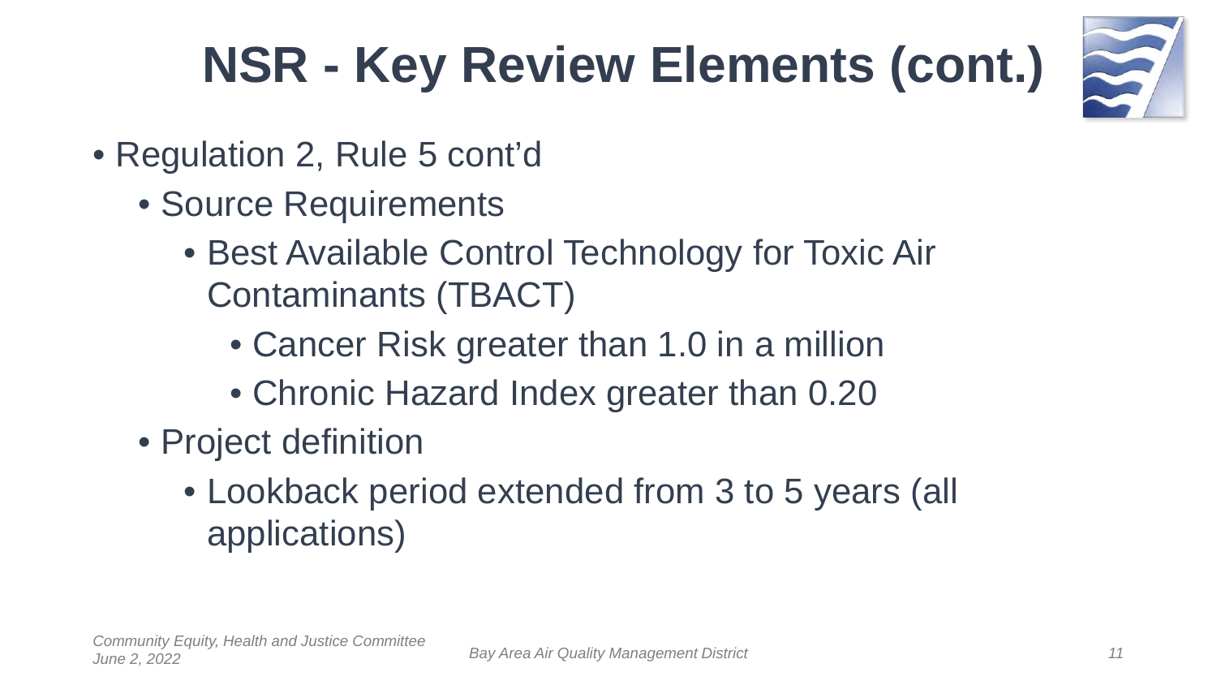# NSR - Key Review Elements (cont.)

- Regulation 2, Rule 5 cont'd
  - Source Requirements
    - Best Available Control Technology for Toxic Air Contaminants (TBACT)
      - Cancer Risk greater than 1.0 in a million
      - Chronic Hazard Index greater than 0.20
  - Project definition
    - Lookback period extended from 3 to 5 years (all applications)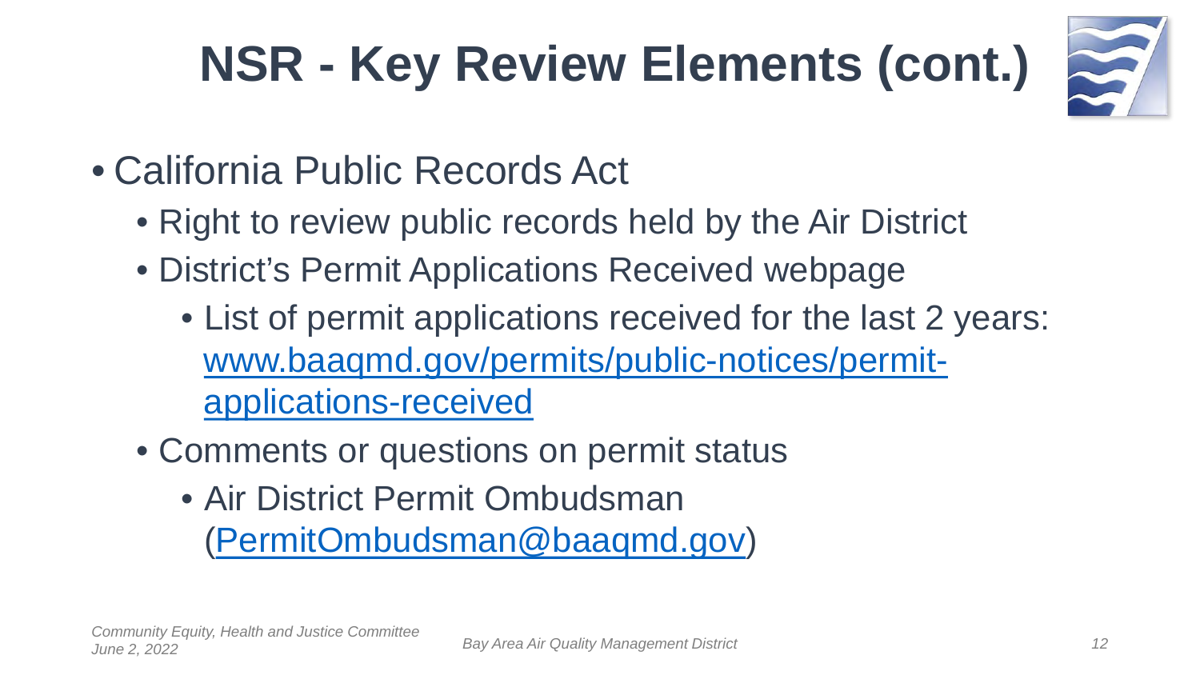# NSR - Key Review Elements (cont.)

- California Public Records Act
  - Right to review public records held by the Air District
  - District's Permit Applications Received webpage
    - List of permit applications received for the last 2 years: [www.baaqmd.gov/permits/public-notices/permit-applications-received](http://www.baaqmd.gov/permits/public-notices/permit-applications-received)
  - Comments or questions on permit status
    - Air District Permit Ombudsman ([PermitOmbudsman@baaqmd.gov](mailto:PermitOmbudsman@baaqmd.gov))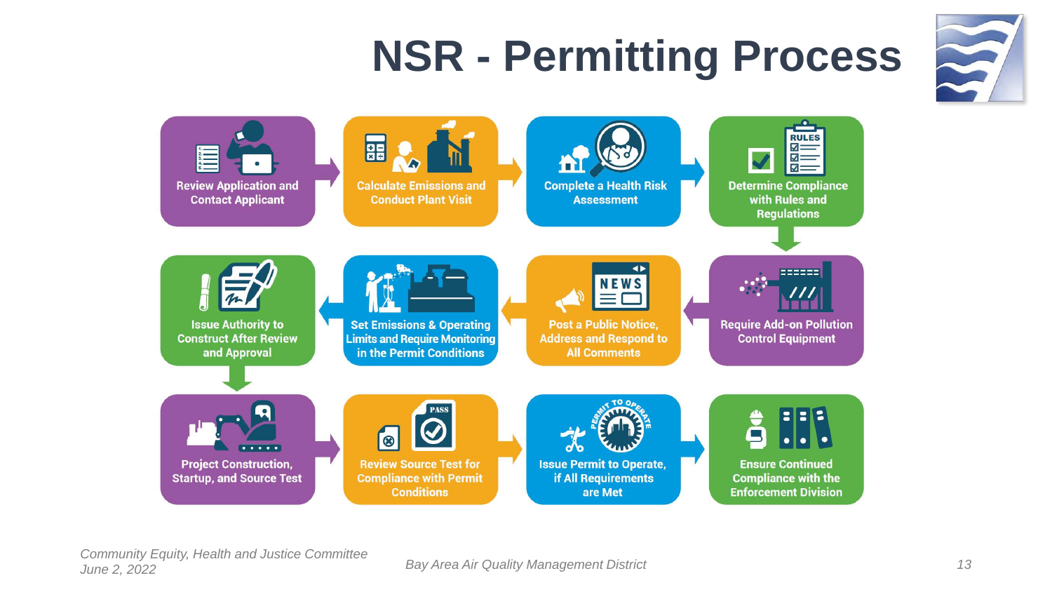# NSR - Permitting Process

1. Review Application and Contact Applicant
2. Calculate Emissions and Conduct Plant Visit
3. Complete a Health Risk Assessment
4. Determine Compliance with Rules and Regulations
5. Require Add-on Pollution Control Equipment
6. Post a Public Notice, Address and Respond to All Comments
7. Set Emissions & Operating Limits and Require Monitoring in the Permit Conditions
8. Issue Authority to Construct After Review and Approval
9. Project Construction, Startup, and Source Test
10. Review Source Test for Compliance with Permit Conditions
11. Issue Permit to Operate, if All Requirements are Met
12. Ensure Continued Compliance with the Enforcement Division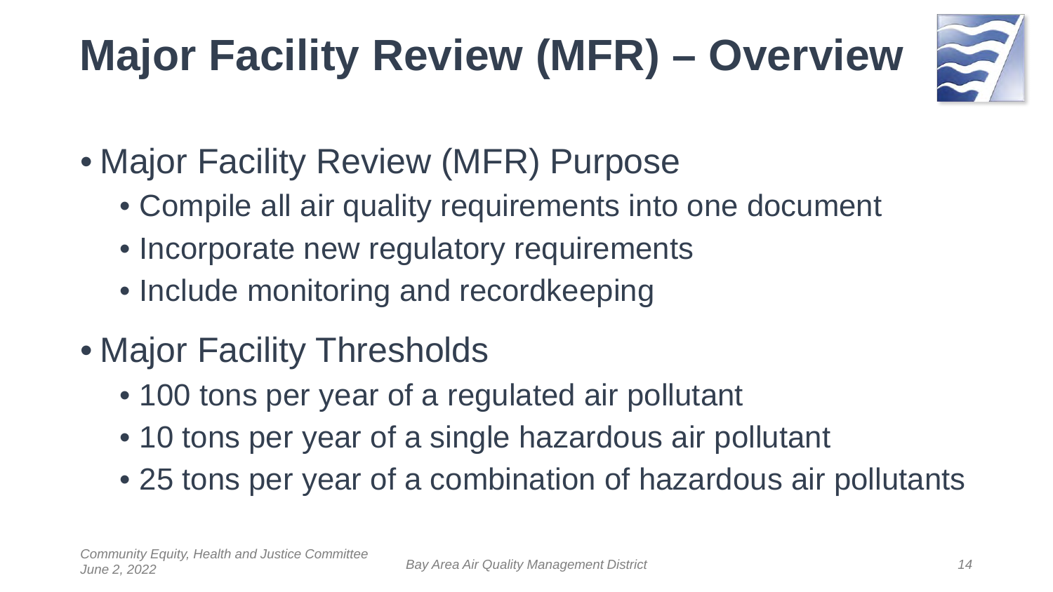# Major Facility Review (MFR) – Overview

- Major Facility Review (MFR) Purpose
  - Compile all air quality requirements into one document
  - Incorporate new regulatory requirements
  - Include monitoring and recordkeeping
- Major Facility Thresholds
  - 100 tons per year of a regulated air pollutant
  - 10 tons per year of a single hazardous air pollutant
  - 25 tons per year of a combination of hazardous air pollutants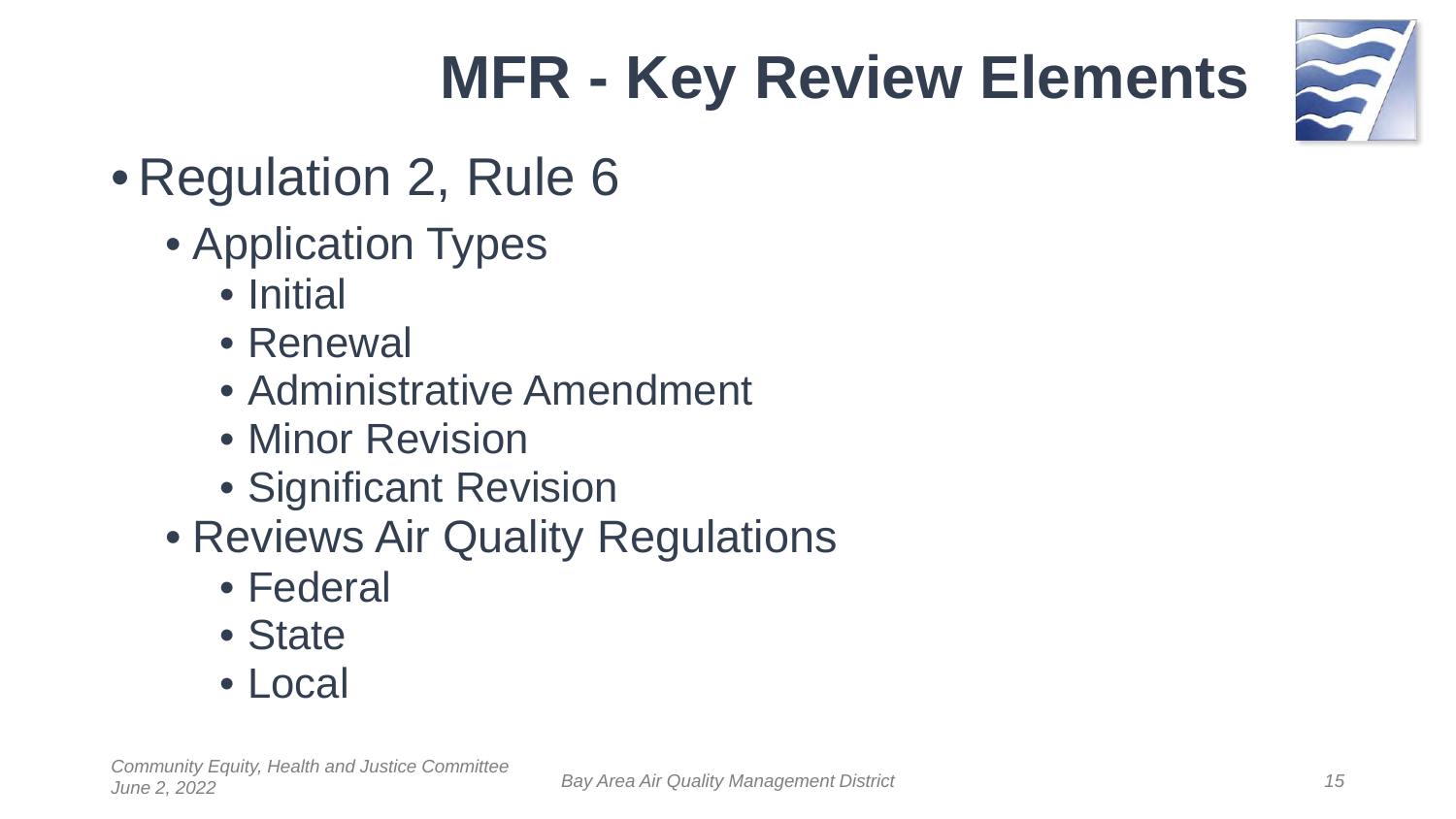# MFR - Key Review Elements

- Regulation 2, Rule 6
  - Application Types
    - Initial
    - Renewal
    - Administrative Amendment
    - Minor Revision
    - Significant Revision
  - Reviews Air Quality Regulations
    - Federal
    - State
    - Local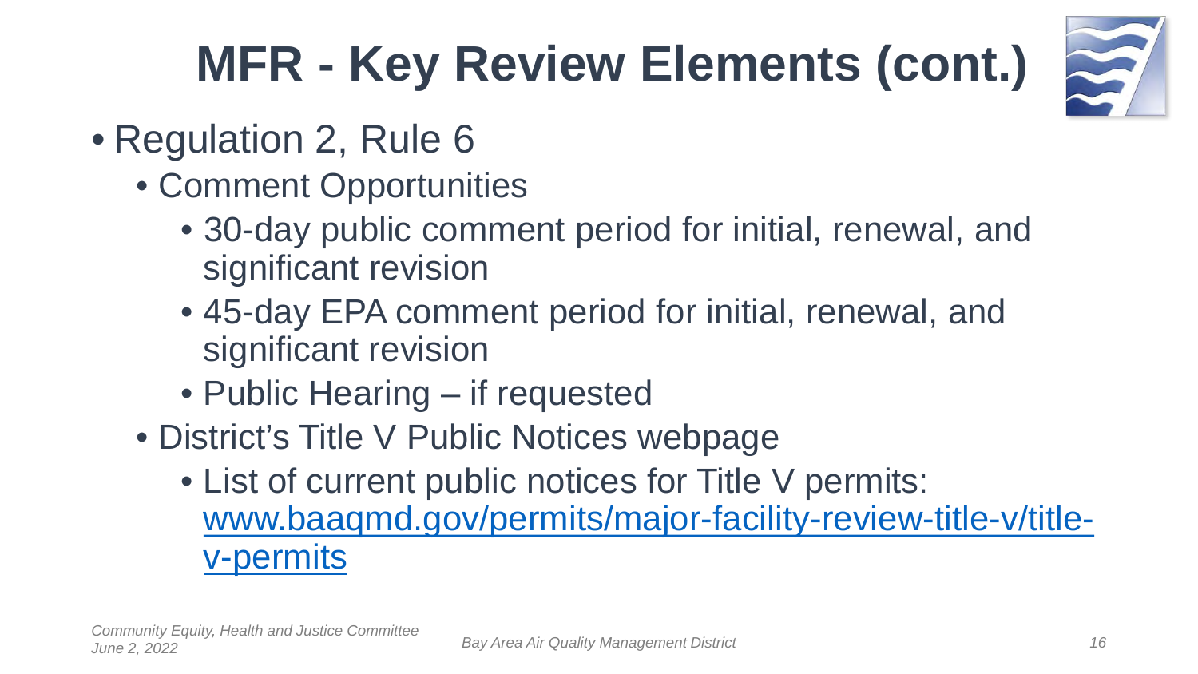# MFR - Key Review Elements (cont.)

- Regulation 2, Rule 6
  - Comment Opportunities
    - 30-day public comment period for initial, renewal, and significant revision
    - 45-day EPA comment period for initial, renewal, and significant revision
    - Public Hearing – if requested
  - District's Title V Public Notices webpage
    - List of current public notices for Title V permits: [www.baaqmd.gov/permits/major-facility-review-title-v/title-v-permits](http://www.baaqmd.gov/permits/major-facility-review-title-v/title-v-permits)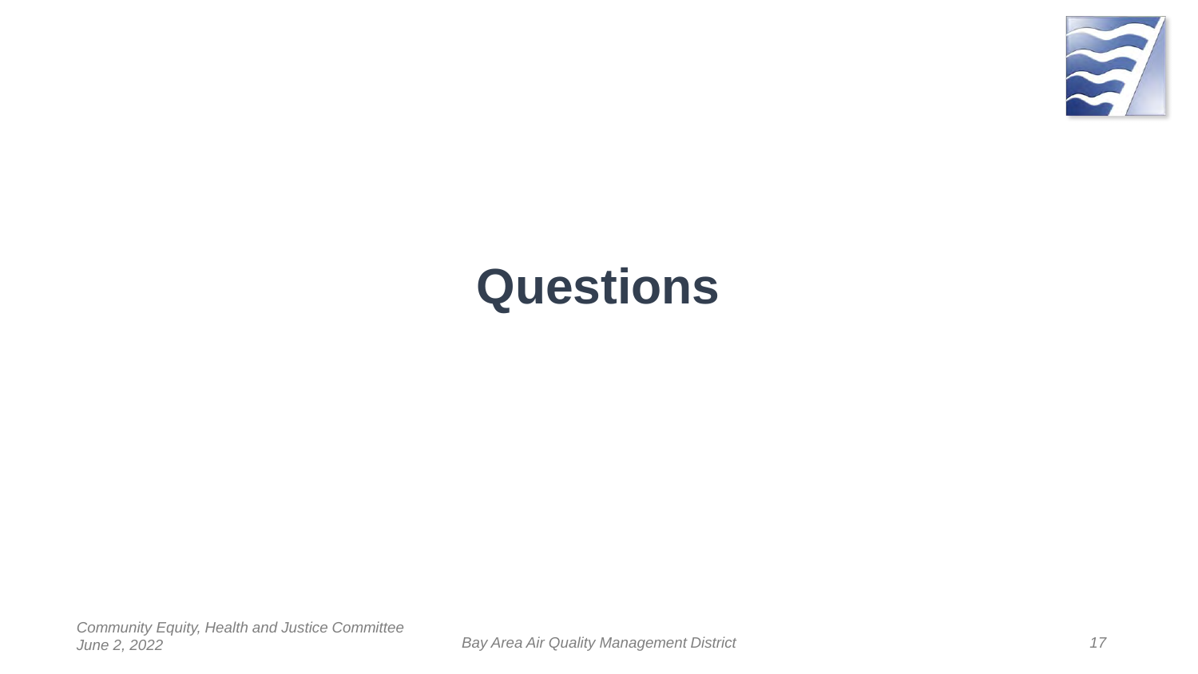# Questions